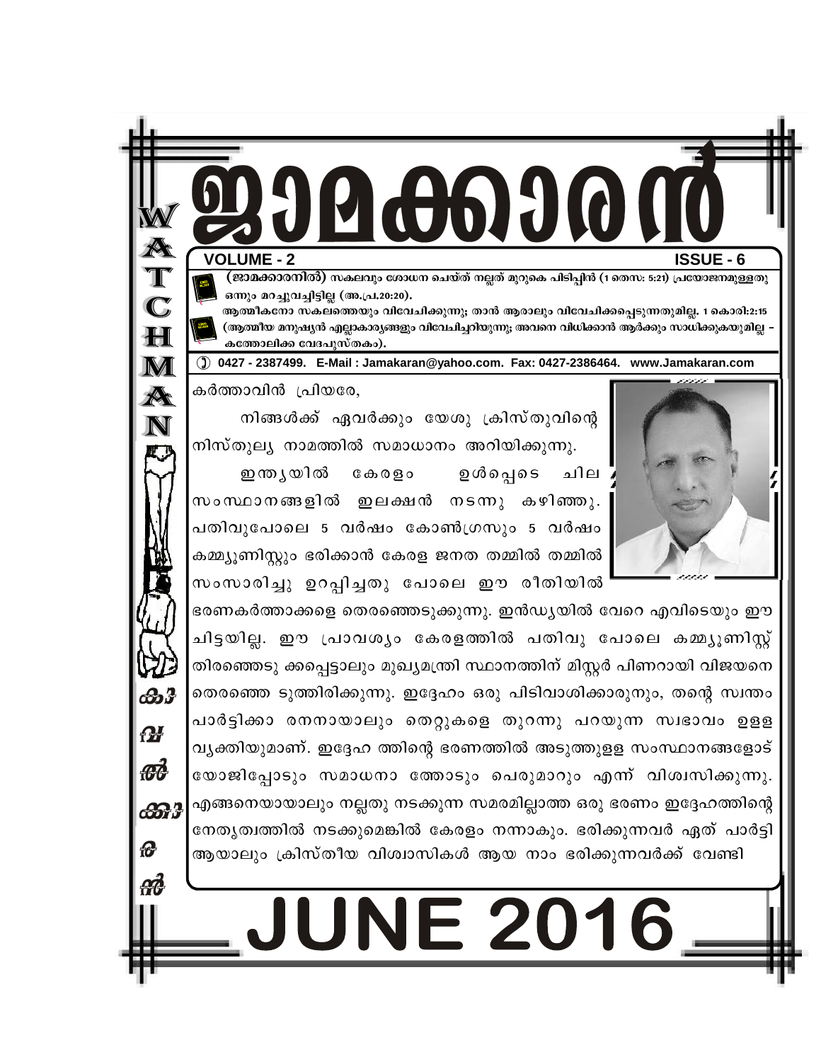# ജാമക്കാരൻ

**WATCHMAN**

**VOLUME - 2** **ISSUE - 6**

**(ജാമക്കാരനിൽ)** സകലവും ശോധന ചെയ്ത് നല്ലത് മുറുകെ പിടിപ്പിൻ (1 തെസ: 5:21) പ്രയോജനമുള്ളതു ഒന്നും മറച്ചുവച്ചിട്ടില്ല (അ.പ്ര.20:20).

ആത്മീകനോ സകലത്തെയും വിവേചിക്കുന്നു; താൻ ആരാലും വിവേചിക്കപ്പെടുന്നതുമില്ല. 1 കൊരി:2:15 (ആത്മീയ മനുഷ്യൻ എല്ലാകാര്യങ്ങളും വിവേചിച്ചറിയുന്നു; അവനെ വിധിക്കാൻ ആർക്കും സാധിക്കുകയുമില്ല – കത്തോലിക്ക വേദപുസ്തകം).

0427 - 2387499. E-Mail : Jamakaran@yahoo.com. Fax: 0427-2386464. www.Jamakaran.com

കർത്താവിൻ പ്രിയരേ,

നിങ്ങൾക്ക് ഏവർക്കും യേശു ക്രിസ്തുവിന്റെ നിസ്തുല്യ നാമത്തിൽ സമാധാനം അറിയിക്കുന്നു.

ഇന്ത്യയിൽ കേരളം ഉൾപ്പെടെ ചില സംസ്ഥാനങ്ങളിൽ ഇലക്ഷൻ നടന്നു കഴിഞ്ഞു. പതിവുപോലെ 5 വർഷം കോൺഗ്രസും 5 വർഷം കമ്മ്യൂണിസ്റ്റും ഭരിക്കാൻ കേരള ജനത തമ്മിൽ തമ്മിൽ സംസാരിച്ചു ഉറപ്പിച്ചതു പോലെ ഈ രീതിയിൽ ഭരണകർത്താക്കളെ തെരഞ്ഞെടുക്കുന്നു. ഇൻഡ്യയിൽ വേറെ എവിടെയും ഈ ചിട്ടയില്ല. ഈ പ്രാവശ്യം കേരളത്തിൽ പതിവു പോലെ കമ്മ്യൂണിസ്റ്റ് തിരഞ്ഞെടു ക്കപ്പെട്ടാലും മുഖ്യമന്ത്രി സ്ഥാനത്തിന് മിസ്റ്റർ പിണറായി വിജയനെ തെരഞ്ഞെ ടുത്തിരിക്കുന്നു. ഇദ്ദേഹം ഒരു പിടിവാശിക്കാരുനും, തന്റെ സ്വന്തം പാർട്ടിക്കാ രനനായാലും തെറ്റുകളെ തുറന്നു പറയുന്ന സ്വഭാവം ഉള്ള വ്യക്തിയുമാണ്. ഇദ്ദേഹ ത്തിന്റെ ഭരണത്തിൽ അടുത്തുള്ള സംസ്ഥാനങ്ങളോട് യോജിപ്പോടും സമാധനാ ത്തോടും പെരുമാറും എന്ന് വിശ്വസിക്കുന്നു. എങ്ങനെയായാലും നല്ലതു നടക്കുന്ന സമരമില്ലാത്ത ഒരു ഭരണം ഇദ്ദേഹത്തിന്റെ നേതൃത്വത്തിൽ നടക്കുമെങ്കിൽ കേരളം നന്നാകും. ഭരിക്കുന്നവർ ഏത് പാർട്ടി ആയാലും ക്രിസ്തീയ വിശ്വാസികൾ ആയ നാം ഭരിക്കുന്നവർക്ക് വേണ്ടി

**JUNE 2016**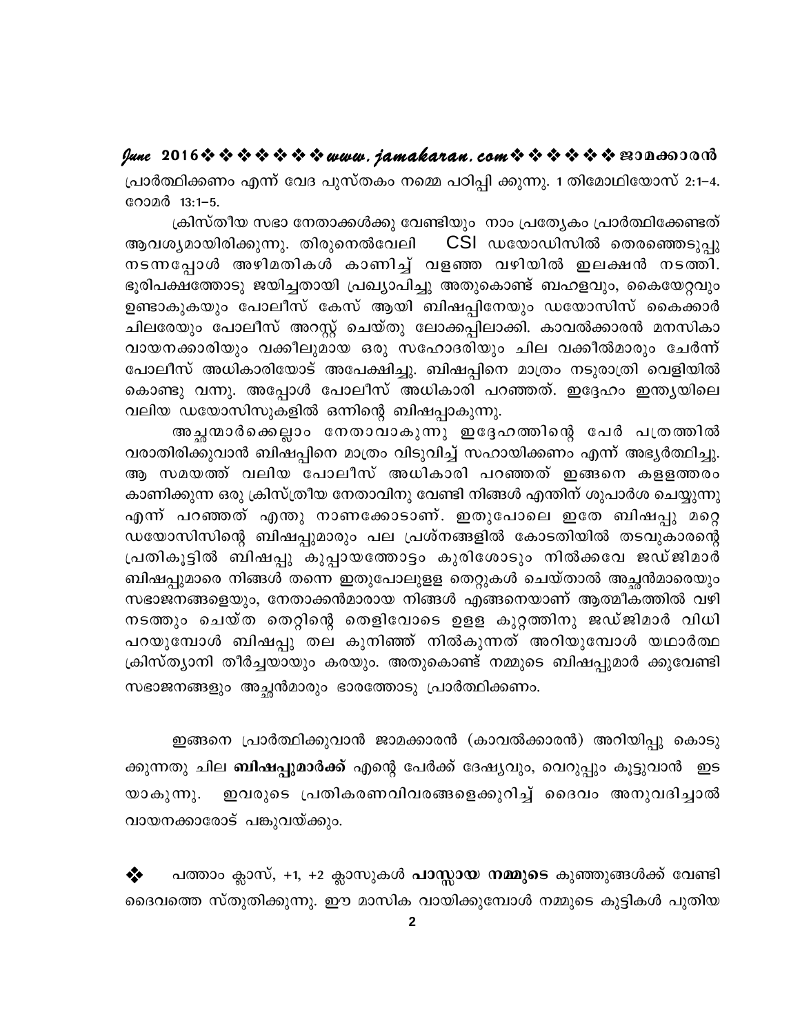പ്രാർത്ഥിക്കണം എന്ന് വേദ പുസ്തകം നമ്മെ പഠിപ്പി ക്കുന്നു. 1 തിമോഥിയോസ് 2:1–4. റോമർ 13:1–5.

ക്രിസ്തീയ സഭാ നേതാക്കൾക്കു വേണ്ടിയും നാം പ്രത്യേകം പ്രാർത്ഥിക്കേണ്ടത് ആവശ്യമായിരിക്കുന്നു. തിരുനെൽവേലി CSI ഡയോഡിസിൽ തെരഞ്ഞെടുപ്പു നടന്നപ്പോൾ അഴിമതികൾ കാണിച്ച് വളഞ്ഞ വഴിയിൽ ഇലക്ഷൻ നടത്തി. ഭൂരിപക്ഷത്തോടു ജയിച്ചതായി പ്രഖ്യാപിച്ചു അതുകൊണ്ട് ബഹളവും, കൈയേറ്റവും ഉണ്ടാകുകയും പോലീസ് കേസ് ആയി ബിഷപ്പിനേയും ഡയോസിസ് കൈക്കാർ ചിലരേയും പോലീസ് അറസ്റ്റ് ചെയ്തു ലോക്കപ്പിലാക്കി. കാവൽക്കാരൻ മനസികാ വായനക്കാരിയും വക്കീലുമായ ഒരു സഹോദരിയും ചില വക്കീൽമാരും ചേർന്ന് പോലീസ് അധികാരിയോട് അപേക്ഷിച്ചു. ബിഷപ്പിനെ മാത്രം നടുരാത്രി വെളിയിൽ കൊണ്ടു വന്നു. അപ്പോൾ പോലീസ് അധികാരി പറഞ്ഞത്. ഇദ്ദേഹം ഇന്ത്യയിലെ വലിയ ഡയോസിസുകളിൽ ഒന്നിന്റെ ബിഷപ്പാകുന്നു.

അച്ചന്മാർക്കെല്ലാം നേതാവാകുന്നു ഇദ്ദേഹത്തിന്റെ പേർ പത്രത്തിൽ വരാതിരിക്കുവാൻ ബിഷപ്പിനെ മാത്രം വിടുവിച്ച് സഹായിക്കണം എന്ന് അഭ്യർത്ഥിച്ചു. ആ സമയത്ത് വലിയ പോലീസ് അധികാരി പറഞ്ഞത് ഇങ്ങനെ കള്ളത്തരം കാണിക്കുന്ന ഒരു ക്രിസ്ത്രീയ നേതാവിനു വേണ്ടി നിങ്ങൾ എന്തിന് ശുപാർശ ചെയ്യുന്നു എന്ന് പറഞ്ഞത് എന്തു നാണക്കോടാണ്. ഇതുപോലെ ഇതേ ബിഷപ്പു മറ്റെ ഡയോസിസിന്റെ ബിഷപ്പുമാരും പല പ്രശ്നങ്ങളിൽ കോടതിയിൽ തടവുകാരന്റെ പ്രതികൂട്ടിൽ ബിഷപ്പു കുപ്പായത്തോട്ടം കുരിശോടും നിൽക്കവേ ജഡ്ജിമാർ ബിഷപ്പുമാരെ നിങ്ങൾ തന്നെ ഇതുപോലുള്ള തെറ്റുകൾ ചെയ്താൽ അച്ചൻമാരെയും സഭാജനങ്ങളെയും, നേതാക്കൻമാരായ നിങ്ങൾ എങ്ങനെയാണ് ആത്മീകത്തിൽ വഴി നടത്തും ചെയ്ത തെറ്റിന്റെ തെളിവോടെ ഉളള കുറ്റത്തിനു ജഡ്ജിമാർ വിധി പറയുമ്പോൾ ബിഷപ്പു തല കുനിഞ്ഞ് നിൽകുന്നത് അറിയുമ്പോൾ യഥാർത്ഥ ക്രിസ്ത്യാനി തീർച്ചയായും കരയും. അതുകൊണ്ട് നമ്മുടെ ബിഷപ്പുമാർ ക്കുവേണ്ടി സഭാജനങ്ങളും അച്ചൻമാരും ഭാരത്തോടു പ്രാർത്ഥിക്കണം.

ഇങ്ങനെ പ്രാർത്ഥിക്കുവാൻ ജാമക്കാരൻ (കാവൽക്കാരൻ) അറിയിപ്പു കൊടു ക്കുന്നതു ചില **ബിഷപ്പുമാർക്ക്** എന്റെ പേർക്ക് ദേഷ്യവും, വെറുപ്പും കൂട്ടുവാൻ ഇട യാകുന്നു. ഇവരുടെ പ്രതികരണവിവരങ്ങളെക്കുറിച്ച് ദൈവം അനുവദിച്ചാൽ വായനക്കാരോട് പങ്കുവയ്ക്കും.

❖ പത്താം ക്ലാസ്, +1, +2 ക്ലാസുകൾ **പാസ്സായ നമ്മുടെ** കുഞ്ഞുങ്ങൾക്ക് വേണ്ടി ദൈവത്തെ സ്തുതിക്കുന്നു. ഈ മാസിക വായിക്കുമ്പോൾ നമ്മുടെ കുട്ടികൾ പുതിയ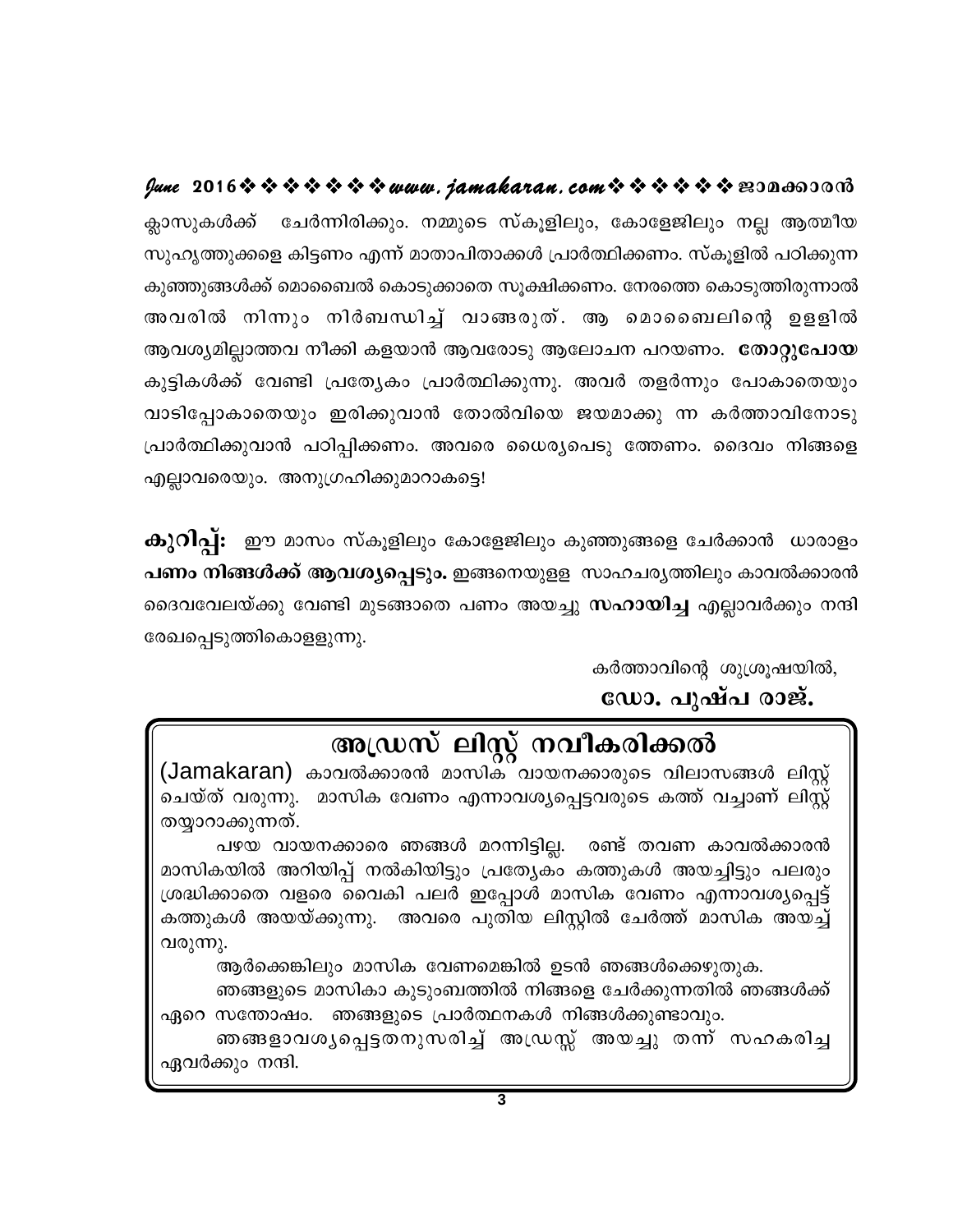ക്ലാസുകൾക്ക് ചേർന്നിരിക്കും. നമ്മുടെ സ്കൂളിലും, കോളേജിലും നല്ല ആത്മീയ സുഹൃത്തുക്കളെ കിട്ടണം എന്ന് മാതാപിതാക്കൾ പ്രാർത്ഥിക്കണം. സ്കൂളിൽ പഠിക്കുന്ന കുഞ്ഞുങ്ങൾക്ക് മൊബൈൽ കൊടുക്കാതെ സൂക്ഷിക്കണം. നേരത്തെ കൊടുത്തിരുന്നാൽ അവരിൽ നിന്നും നിർബന്ധിച്ച് വാങ്ങരുത്. ആ മൊബൈലിന്റെ ഉള്ളിൽ ആവശ്യമില്ലാത്തവ നീക്കി കളയാൻ ആവരോടു ആലോചന പറയണം. **തോറ്റുപോയ** കുട്ടികൾക്ക് വേണ്ടി പ്രത്യേകം പ്രാർത്ഥിക്കുന്നു. അവർ തളർന്നും പോകാതെയും വാടിപ്പോകാതെയും ഇരിക്കുവാൻ തോൽവിയെ ജയമാക്കു ന്ന കർത്താവിനോടു പ്രാർത്ഥിക്കുവാൻ പഠിപ്പിക്കണം. അവരെ ധൈര്യപെടു ത്തേണം. ദൈവം നിങ്ങളെ എല്ലാവരെയും. അനുഗ്രഹിക്കുമാറാകട്ടെ!

**കുറിപ്പ്:** ഈ മാസം സ്കൂളിലും കോളേജിലും കുഞ്ഞുങ്ങളെ ചേർക്കാൻ ധാരാളം **പണം നിങ്ങൾക്ക് ആവശ്യപ്പെടും.** ഇങ്ങനെയുള്ള സാഹചര്യത്തിലും കാവൽക്കാരൻ ദൈവവേലയ്ക്കു വേണ്ടി മുടങ്ങാതെ പണം അയച്ചു **സഹായിച്ച** എല്ലാവർക്കും നന്ദി രേഖപ്പെടുത്തികൊള്ളുന്നു.

കർത്താവിന്റെ ശുശ്രൂഷയിൽ,

**ഡോ. പുഷ്പ രാജ്.**

## അഡ്രസ് ലിസ്റ്റ് നവീകരിക്കൽ

(Jamakaran) കാവൽക്കാരൻ മാസിക വായനക്കാരുടെ വിലാസങ്ങൾ ലിസ്റ്റ് ചെയ്ത് വരുന്നു. മാസിക വേണം എന്നാവശ്യപ്പെട്ടവരുടെ കത്ത് വച്ചാണ് ലിസ്റ്റ് തയ്യാറാക്കുന്നത്.

പഴയ വായനക്കാരെ ഞങ്ങൾ മറന്നിട്ടില്ല. രണ്ട് തവണ കാവൽക്കാരൻ മാസികയിൽ അറിയിപ്പ് നൽകിയിട്ടും പ്രത്യേകം കത്തുകൾ അയച്ചിട്ടും പലരും ശ്രദ്ധിക്കാതെ വളരെ വൈകി പലർ ഇപ്പോൾ മാസിക വേണം എന്നാവശ്യപ്പെട്ട് കത്തുകൾ അയയ്ക്കുന്നു. അവരെ പുതിയ ലിസ്റ്റിൽ ചേർത്ത് മാസിക അയച്ച് വരുന്നു.

ആർക്കെങ്കിലും മാസിക വേണമെങ്കിൽ ഉടൻ ഞങ്ങൾക്കെഴുതുക.

ഞങ്ങളുടെ മാസികാ കുടുംബത്തിൽ നിങ്ങളെ ചേർക്കുന്നതിൽ ഞങ്ങൾക്ക് ഏറെ സന്തോഷം. ഞങ്ങളുടെ പ്രാർത്ഥനകൾ നിങ്ങൾക്കുണ്ടാവും.

ഞങ്ങളാവശ്യപ്പെട്ടതനുസരിച്ച് അഡ്രസ്സ് അയച്ചു തന്ന് സഹകരിച്ച ഏവർക്കും നന്ദി.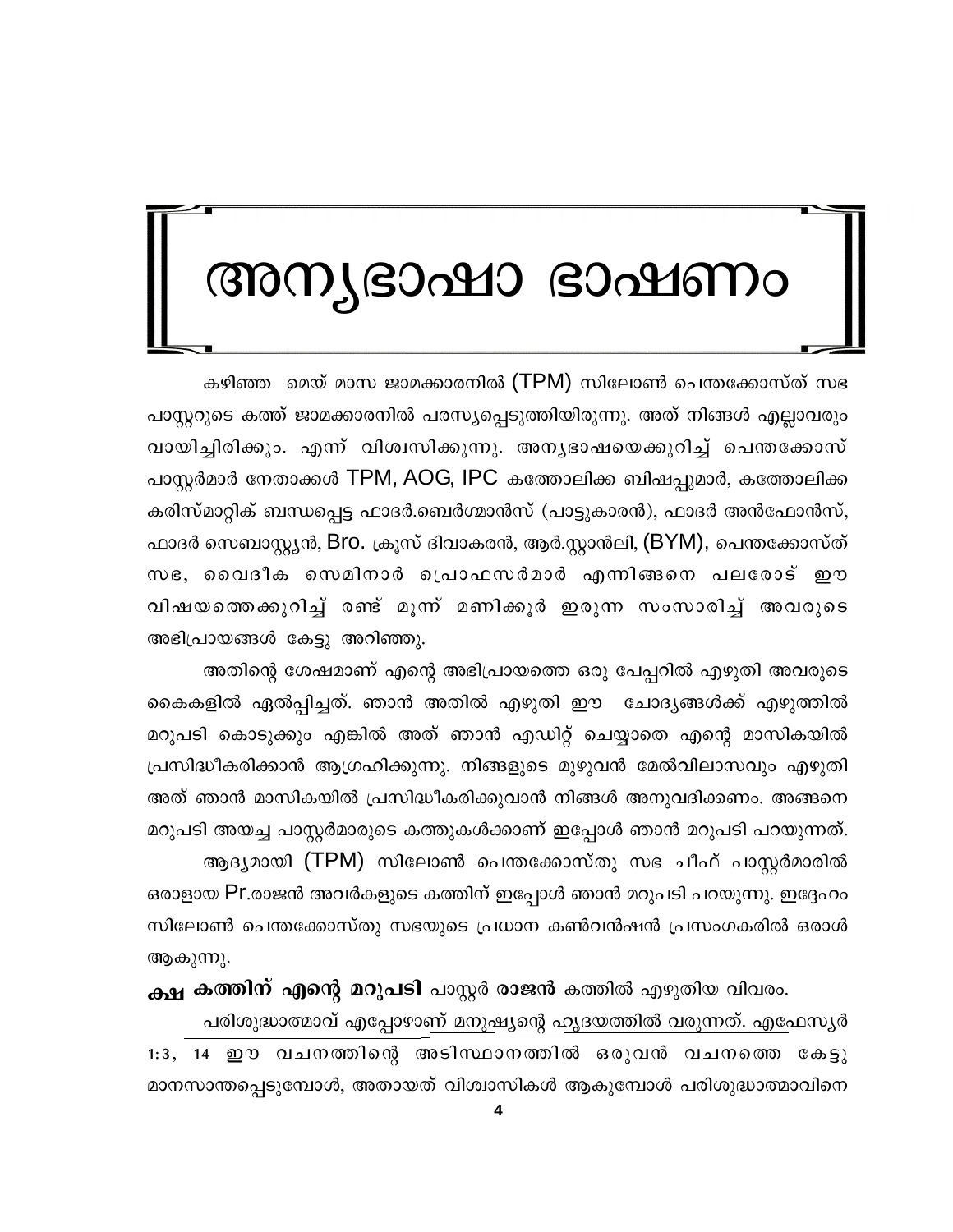# അന്യഭാഷാ ഭാഷണം

കഴിഞ്ഞ മെയ് മാസ ജാമക്കാരനിൽ (TPM) സിലോൺ പെന്തക്കോസ്ത് സഭ പാസ്റ്ററുടെ കത്ത് ജാമക്കാരനിൽ പരസ്യപ്പെടുത്തിയിരുന്നു. അത് നിങ്ങൾ എല്ലാവരും വായിച്ചിരിക്കും. എന്ന് വിശ്വസിക്കുന്നു. അന്യഭാഷയെക്കുറിച്ച് പെന്തക്കോസ് പാസ്റ്റർമാർ നേതാക്കൾ TPM, AOG, IPC കത്തോലിക്ക ബിഷപ്പുമാർ, കത്തോലിക്ക കരിസ്മാറ്റിക് ബന്ധപ്പെട്ട ഫാദർ.ബെർഗ്മാൻസ് (പാട്ടുകാരൻ), ഫാദർ അൻഫോൻസ്, ഫാദർ സെബാസ്റ്റ്യൻ, Bro. ക്രൂസ് ദിവാകരൻ, ആർ.സ്റ്റാൻലി, (BYM), പെന്തക്കോസ്ത് സഭ, വൈദീക സെമിനാർ പ്രൊഫസർമാർ എന്നിങ്ങനെ പലരോട് ഈ വിഷയത്തെക്കുറിച്ച് രണ്ട് മൂന്ന് മണിക്കൂർ ഇരുന്ന സംസാരിച്ച് അവരുടെ അഭിപ്രായങ്ങൾ കേട്ടു അറിഞ്ഞു.

അതിന്റെ ശേഷമാണ് എന്റെ അഭിപ്രായത്തെ ഒരു പേപ്പറിൽ എഴുതി അവരുടെ കൈകളിൽ ഏൽപ്പിച്ചത്. ഞാൻ അതിൽ എഴുതി ഈ ചോദ്യങ്ങൾക്ക് എഴുത്തിൽ മറുപടി കൊടുക്കും എങ്കിൽ അത് ഞാൻ എഡിറ്റ് ചെയ്യാതെ എന്റെ മാസികയിൽ പ്രസിദ്ധീകരിക്കാൻ ആഗ്രഹിക്കുന്നു. നിങ്ങളുടെ മുഴുവൻ മേൽവിലാസവും എഴുതി അത് ഞാൻ മാസികയിൽ പ്രസിദ്ധീകരിക്കുവാൻ നിങ്ങൾ അനുവദിക്കണം. അങ്ങനെ മറുപടി അയച്ച പാസ്റ്റർമാരുടെ കത്തുകൾക്കാണ് ഇപ്പോൾ ഞാൻ മറുപടി പറയുന്നത്.

ആദ്യമായി (TPM) സിലോൺ പെന്തക്കോസ്തു സഭ ചീഫ് പാസ്റ്റർമാരിൽ ഒരാളായ Pr.രാജൻ അവർകളുടെ കത്തിന് ഇപ്പോൾ ഞാൻ മറുപടി പറയുന്നു. ഇദ്ദേഹം സിലോൺ പെന്തക്കോസ്തു സഭയുടെ പ്രധാന കൺവൻഷൻ പ്രസംഗകരിൽ ഒരാൾ ആകുന്നു.

**ക്ഷ കത്തിന് എന്റെ മറുപടി** പാസ്റ്റർ **രാജൻ** കത്തിൽ എഴുതിയ വിവരം.

പരിശുദ്ധാത്മാവ് എപ്പോഴാണ് മനുഷ്യന്റെ ഹൃദയത്തിൽ വരുന്നത്. എഫേസ്യർ 1:3, 14 ഈ വചനത്തിന്റെ അടിസ്ഥാനത്തിൽ ഒരുവൻ വചനത്തെ കേട്ടു മാനസാന്തപ്പെടുമ്പോൾ, അതായത് വിശ്വാസികൾ ആകുമ്പോൾ പരിശുദ്ധാത്മാവിനെ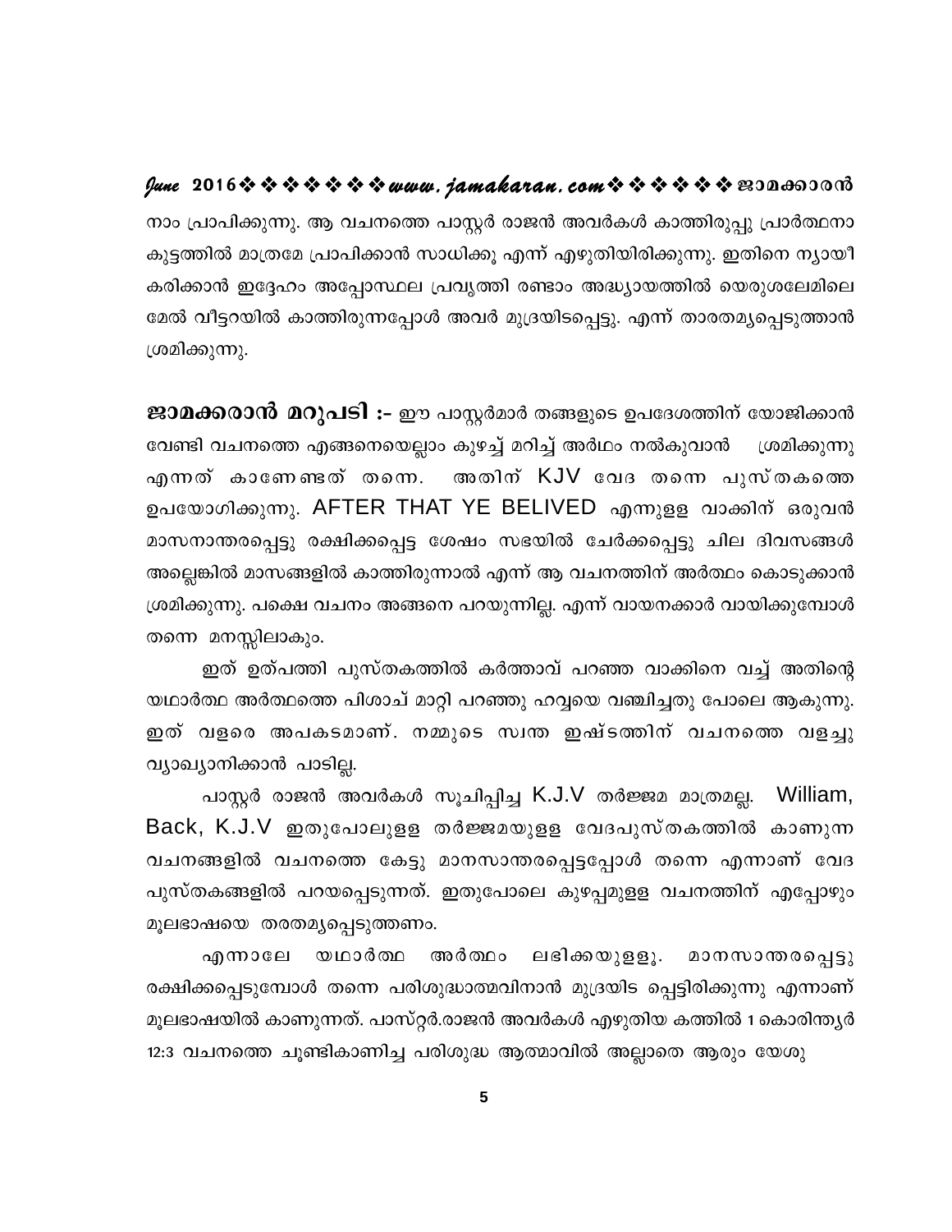നാം പ്രാപിക്കുന്നു. ആ വചനത്തെ പാസ്റ്റർ രാജൻ അവർകൾ കാത്തിരുപ്പു പ്രാർത്ഥനാ കുട്ടത്തിൽ മാത്രമേ പ്രാപിക്കാൻ സാധിക്കൂ എന്ന് എഴുതിയിരിക്കുന്നു. ഇതിനെ ന്യായീ കരിക്കാൻ ഇദ്ദേഹം അപ്പോസ്ഥല പ്രവൃത്തി രണ്ടാം അദ്ധ്യായത്തിൽ യെരുശലേമിലെ മേൽ വീട്ടറയിൽ കാത്തിരുന്നപ്പോൾ അവർ മുദ്രയിടപ്പെട്ടു. എന്ന് താരതമ്യപ്പെടുത്താൻ ശ്രമിക്കുന്നു.

**ജാമക്കരൊൻ മറുപടി :-** ഈ പാസ്റ്റർമാർ തങ്ങളുടെ ഉപദേശത്തിന് യോജിക്കാൻ വേണ്ടി വചനത്തെ എങ്ങനെയെല്ലാം കുഴച്ച് മറിച്ച് അർഥം നൽകുവാൻ ശ്രമിക്കുന്നു എന്നത് കാണേണ്ടത് തന്നെ. അതിന് KJV വേദ തന്നെ പുസ്തകത്തെ ഉപയോഗിക്കുന്നു. AFTER THAT YE BELIVED എന്നുളള വാക്കിന് ഒരുവൻ മാസനാന്തരപ്പെട്ടു രക്ഷിക്കപ്പെട്ട ശേഷം സഭയിൽ ചേർക്കപ്പെട്ടു ചില ദിവസങ്ങൾ അല്ലെങ്കിൽ മാസങ്ങളിൽ കാത്തിരുന്നാൽ എന്ന് ആ വചനത്തിന് അർത്ഥം കൊടുക്കാൻ ശ്രമിക്കുന്നു. പക്ഷെ വചനം അങ്ങനെ പറയുന്നില്ല. എന്ന് വായനക്കാർ വായിക്കുമ്പോൾ തന്നെ മനസ്സിലാകും.

ഇത് ഉത്പത്തി പുസ്തകത്തിൽ കർത്താവ് പറഞ്ഞ വാക്കിനെ വച്ച് അതിന്റെ യഥാർത്ഥ അർത്ഥത്തെ പിശാച് മാറ്റി പറഞ്ഞു ഹവ്വയെ വഞ്ചിച്ചതു പോലെ ആകുന്നു. ഇത് വളരെ അപകടമാണ്. നമ്മുടെ സ്വന്ത ഇഷ്ടത്തിന് വചനത്തെ വളച്ചു വ്യാഖ്യാനിക്കാൻ പാടില്ല.

പാസ്റ്റർ രാജൻ അവർകൾ സൂചിപ്പിച്ച K.J.V തർജ്ജമ മാത്രമല്ല. William, Back, K.J.V ഇതുപോലുളള തർജ്ജമയുളള വേദപുസ്തകത്തിൽ കാണുന്ന വചനങ്ങളിൽ വചനത്തെ കേട്ടു മാനസാന്തരപ്പെട്ടപ്പോൾ തന്നെ എന്നാണ് വേദ പുസ്തകങ്ങളിൽ പറയപ്പെടുന്നത്. ഇതുപോലെ കുഴപ്പമുളള വചനത്തിന് എപ്പോഴും മൂലഭാഷയെ തരതമ്യപ്പെടുത്തണം.

എന്നാലേ യഥാർത്ഥ അർത്ഥം ലഭിക്കയുളളൂ. മാനസാന്തരപ്പെട്ടു രക്ഷിക്കപ്പെടുമ്പോൾ തന്നെ പരിശുദ്ധാത്മവിനാൻ മുദ്രയിട പ്പെട്ടിരിക്കുന്നു എന്നാണ് മൂലഭാഷയിൽ കാണുന്നത്. പാസ്റ്റർ.രാജൻ അവർകൾ എഴുതിയ കത്തിൽ 1 കൊരിന്ത്യർ 12:3 വചനത്തെ ചൂണ്ടികാണിച്ച പരിശുദ്ധ ആത്മാവിൽ അല്ലാതെ ആരും യേശു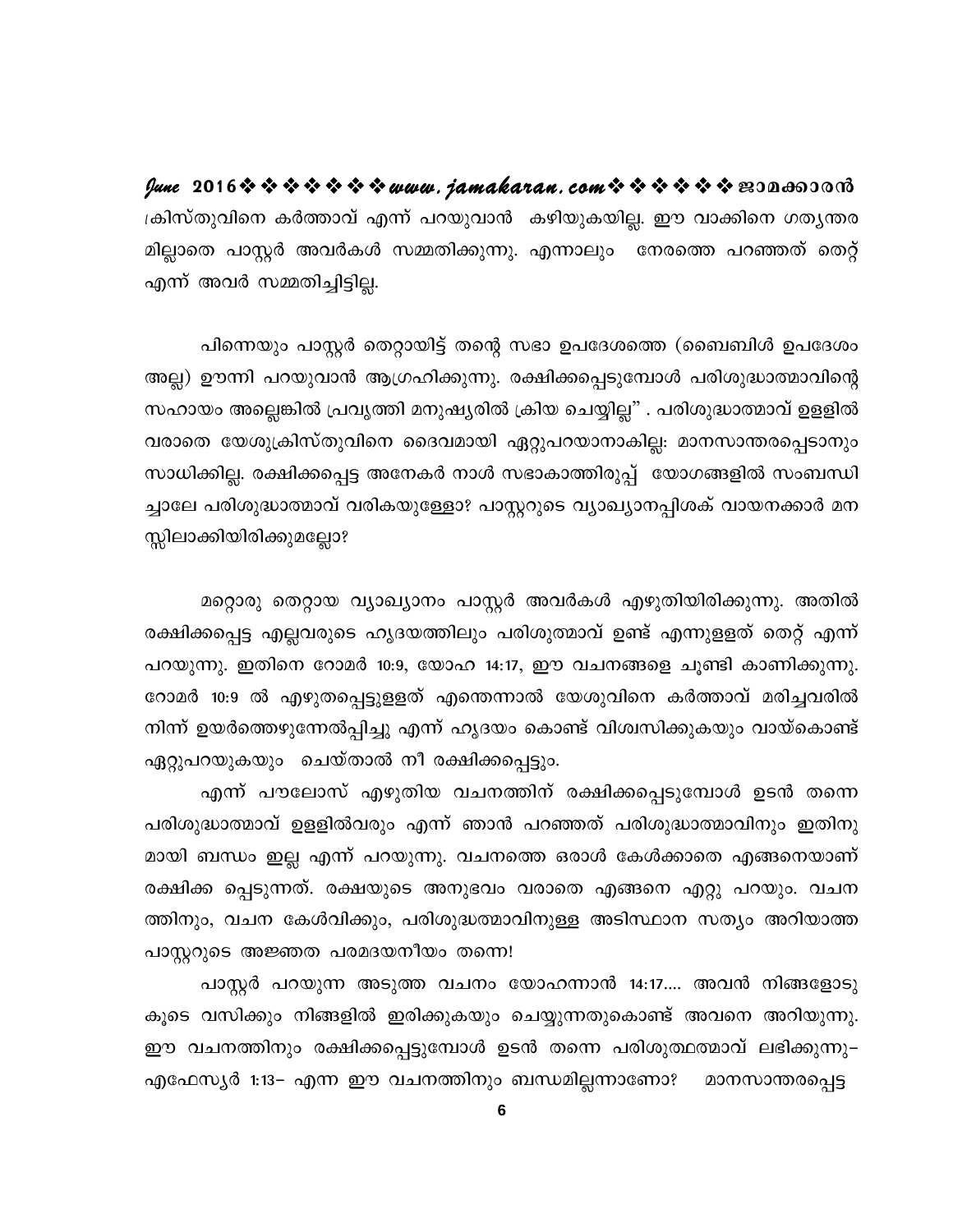ക്രിസ്തുവിനെ കർത്താവ് എന്ന് പറയുവാൻ കഴിയുകയില്ല. ഈ വാക്കിനെ ഗത്യന്തര മില്ലാതെ പാസ്റ്റർ അവർകൾ സമ്മതിക്കുന്നു. എന്നാലും നേരത്തെ പറഞ്ഞത് തെറ്റ് എന്ന് അവർ സമ്മതിച്ചിട്ടില്ല.

പിന്നെയും പാസ്റ്റർ തെറ്റായിട്ട് തന്റെ സഭാ ഉപദേശത്തെ (ബൈബിൾ ഉപദേശം അല്ല) ഊന്നി പറയുവാൻ ആഗ്രഹിക്കുന്നു. രക്ഷിക്കപ്പെടുമ്പോൾ പരിശുദ്ധാത്മാവിന്റെ സഹായം അല്ലെങ്കിൽ പ്രവൃത്തി മനുഷ്യരിൽ ക്രിയ ചെയ്യില്ല" . പരിശുദ്ധാത്മാവ് ഉള്ളിൽ വരാതെ യേശുക്രിസ്തുവിനെ ദൈവമായി ഏറ്റുപറയാനാകില്ല: മാനസാന്തരപ്പെടാനും സാധിക്കില്ല. രക്ഷിക്കപ്പെട്ട അനേകർ നാൾ സഭാകാത്തിരുപ്പ് യോഗങ്ങളിൽ സംബന്ധി ച്ചാലേ പരിശുദ്ധാത്മാവ് വരികയുള്ളോ? പാസ്റ്ററുടെ വ്യാഖ്യാനപ്പിശക് വായനക്കാർ മന സ്സിലാക്കിയിരിക്കുമല്ലോ?

മറ്റൊരു തെറ്റായ വ്യാഖ്യാനം പാസ്റ്റർ അവർകൾ എഴുതിയിരിക്കുന്നു. അതിൽ രക്ഷിക്കപ്പെട്ട എല്ലവരുടെ ഹൃദയത്തിലും പരിശുത്മാവ് ഉണ്ട് എന്നുള്ളത് തെറ്റ് എന്ന് പറയുന്നു. ഇതിനെ റോമർ 10:9, യോഹ 14:17, ഈ വചനങ്ങളെ ചൂണ്ടി കാണിക്കുന്നു. റോമർ 10:9 ൽ എഴുതപ്പെട്ടുള്ളത് എന്തെന്നാൽ യേശുവിനെ കർത്താവ് മരിച്ചവരിൽ നിന്ന് ഉയർത്തെഴുന്നേൽപ്പിച്ചു എന്ന് ഹൃദയം കൊണ്ട് വിശ്വസിക്കുകയും വായ്കൊണ്ട് ഏറ്റുപറയുകയും ചെയ്താൽ നീ രക്ഷിക്കപ്പെട്ടും.

എന്ന് പൗലോസ് എഴുതിയ വചനത്തിന് രക്ഷിക്കപ്പെടുമ്പോൾ ഉടൻ തന്നെ പരിശുദ്ധാത്മാവ് ഉള്ളിൽവരും എന്ന് ഞാൻ പറഞ്ഞത് പരിശുദ്ധാത്മാവിനും ഇതിനു മായി ബന്ധം ഇല്ല എന്ന് പറയുന്നു. വചനത്തെ ഒരാൾ കേൾക്കാതെ എങ്ങനെയാണ് രക്ഷിക്ക പ്പെടുന്നത്. രക്ഷയുടെ അനുഭവം വരാതെ എങ്ങനെ എറ്റു പറയും. വചന ത്തിനും, വചന കേൾവിക്കും, പരിശുദ്ധത്മാവിനുള്ള അടിസ്ഥാന സത്യം അറിയാത്ത പാസ്റ്ററുടെ അജ്ഞത പരമദയനീയം തന്നെ!

പാസ്റ്റർ പറയുന്ന അടുത്ത വചനം യോഹന്നാൻ 14:17.... അവൻ നിങ്ങളോടു കൂടെ വസിക്കും നിങ്ങളിൽ ഇരിക്കുകയും ചെയ്യുന്നതുകൊണ്ട് അവനെ അറിയുന്നു. ഈ വചനത്തിനും രക്ഷിക്കപ്പെട്ടുമ്പോൾ ഉടൻ തന്നെ പരിശുത്ഥത്മാവ് ലഭിക്കുന്നു– എഫേസ്യർ 1:13– എന്ന ഈ വചനത്തിനും ബന്ധമില്ലന്നാണോ? മാനസാന്തരപ്പെട്ട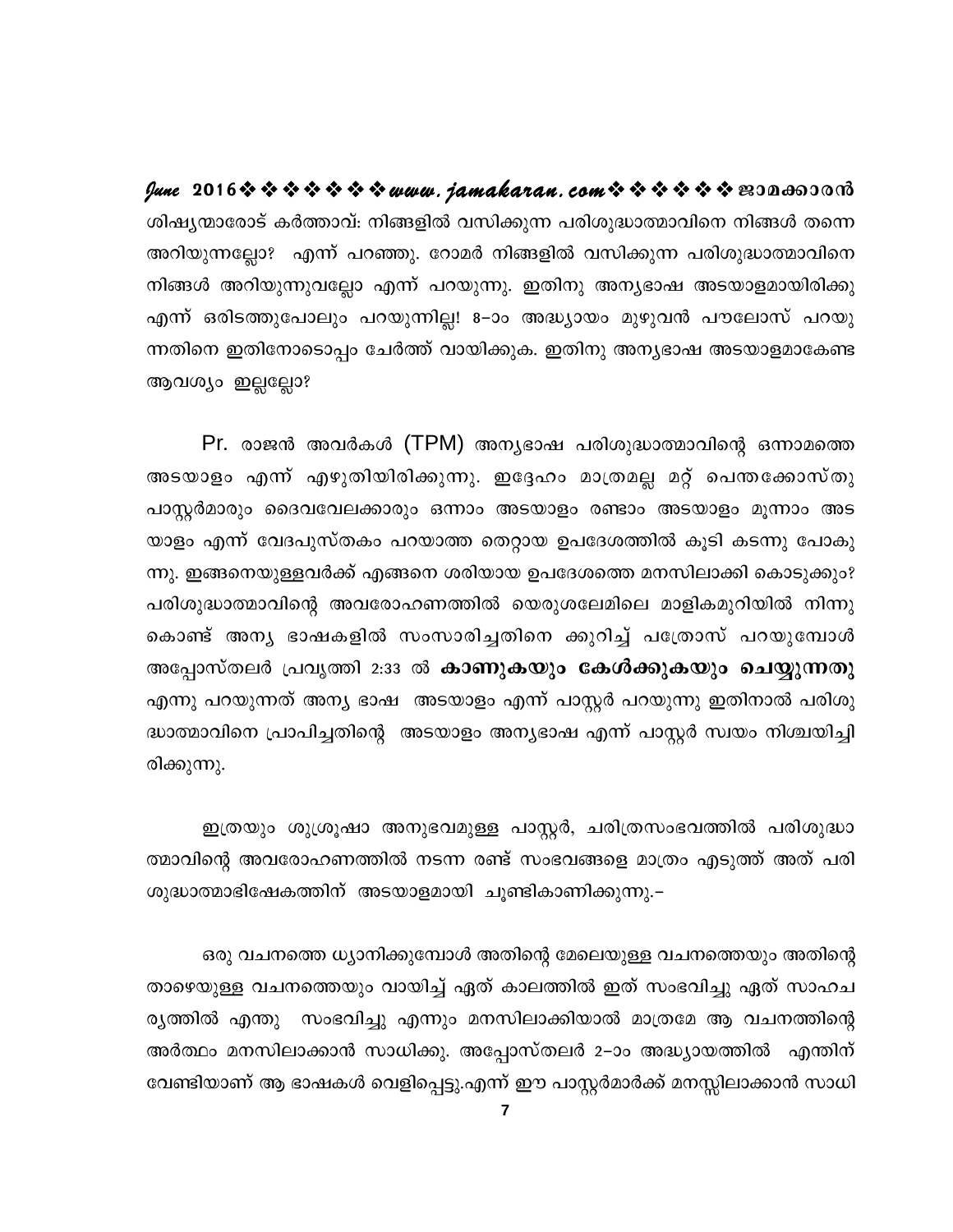ശിഷ്യന്മാരോട് കർത്താവ്: നിങ്ങളിൽ വസിക്കുന്ന പരിശുദ്ധാത്മാവിനെ നിങ്ങൾ തന്നെ അറിയുന്നല്ലോ? എന്ന് പറഞ്ഞു. റോമർ നിങ്ങളിൽ വസിക്കുന്ന പരിശുദ്ധാത്മാവിനെ നിങ്ങൾ അറിയുന്നുവല്ലോ എന്ന് പറയുന്നു. ഇതിനു അന്യഭാഷ അടയാളമായിരിക്കു എന്ന് ഒരിടത്തുപോലും പറയുന്നില്ല! 8–ാം അദ്ധ്യായം മുഴുവൻ പൗലോസ് പറയുന്നതിനെ ഇതിനോടൊപ്പം ചേർത്ത് വായിക്കുക. ഇതിനു അന്യഭാഷ അടയാളമാകേണ്ട ആവശ്യം ഇല്ലല്ലോ?

Pr. രാജൻ അവർകൾ (TPM) അന്യഭാഷ പരിശുദ്ധാത്മാവിന്റെ ഒന്നാമത്തെ അടയാളം എന്ന് എഴുതിയിരിക്കുന്നു. ഇദ്ദേഹം മാത്രമല്ല മറ്റ് പെന്തക്കോസ്തു പാസ്റ്റർമാരും ദൈവവേലക്കാരും ഒന്നാം അടയാളം രണ്ടാം അടയാളം മൂന്നാം അടയാളം എന്ന് വേദപുസ്തകം പറയാത്ത തെറ്റായ ഉപദേശത്തിൽ കൂടി കടന്നു പോകുന്നു. ഇങ്ങനെയുള്ളവർക്ക് എങ്ങനെ ശരിയായ ഉപദേശത്തെ മനസിലാക്കി കൊടുക്കും? പരിശുദ്ധാത്മാവിന്റെ അവരോഹണത്തിൽ യെരുശലേമിലെ മാളികമുറിയിൽ നിന്നു കൊണ്ട് അന്യ ഭാഷകളിൽ സംസാരിച്ചതിനെ ക്കുറിച്ച് പത്രോസ് പറയുമ്പോൾ അപ്പോസ്തലർ പ്രവൃത്തി 2:33 ൽ **കാണുകയും കേൾക്കുകയും ചെയ്യുന്നതു** എന്നു പറയുന്നത് അന്യ ഭാഷ അടയാളം എന്ന് പാസ്റ്റർ പറയുന്നു ഇതിനാൽ പരിശുദ്ധാത്മാവിനെ പ്രാപിച്ചതിന്റെ അടയാളം അന്യഭാഷ എന്ന് പാസ്റ്റർ സ്വയം നിശ്ചയിച്ചിരിക്കുന്നു.

ഇത്രയും ശുശ്രൂഷാ അനുഭവമുള്ള പാസ്റ്റർ, ചരിത്രസംഭവത്തിൽ പരിശുദ്ധാത്മാവിന്റെ അവരോഹണത്തിൽ നടന്ന രണ്ട് സംഭവങ്ങളെ മാത്രം എടുത്ത് അത് പരിശുദ്ധാത്മാഭിഷേകത്തിന് അടയാളമായി ചൂണ്ടികാണിക്കുന്നു.–

ഒരു വചനത്തെ ധ്യാനിക്കുമ്പോൾ അതിന്റെ മേലെയുള്ള വചനത്തെയും അതിന്റെ താഴെയുള്ള വചനത്തെയും വായിച്ച് ഏത് കാലത്തിൽ ഇത് സംഭവിച്ചു ഏത് സാഹചര്യത്തിൽ എന്തു സംഭവിച്ചു എന്നും മനസിലാക്കിയാൽ മാത്രമേ ആ വചനത്തിന്റെ അർത്ഥം മനസിലാക്കാൻ സാധിക്കു. അപ്പോസ്തലർ 2–ാം അദ്ധ്യായത്തിൽ എന്തിന് വേണ്ടിയാണ് ആ ഭാഷകൾ വെളിപ്പെട്ടു.എന്ന് ഈ പാസ്റ്റർമാർക്ക് മനസ്സിലാക്കാൻ സാധി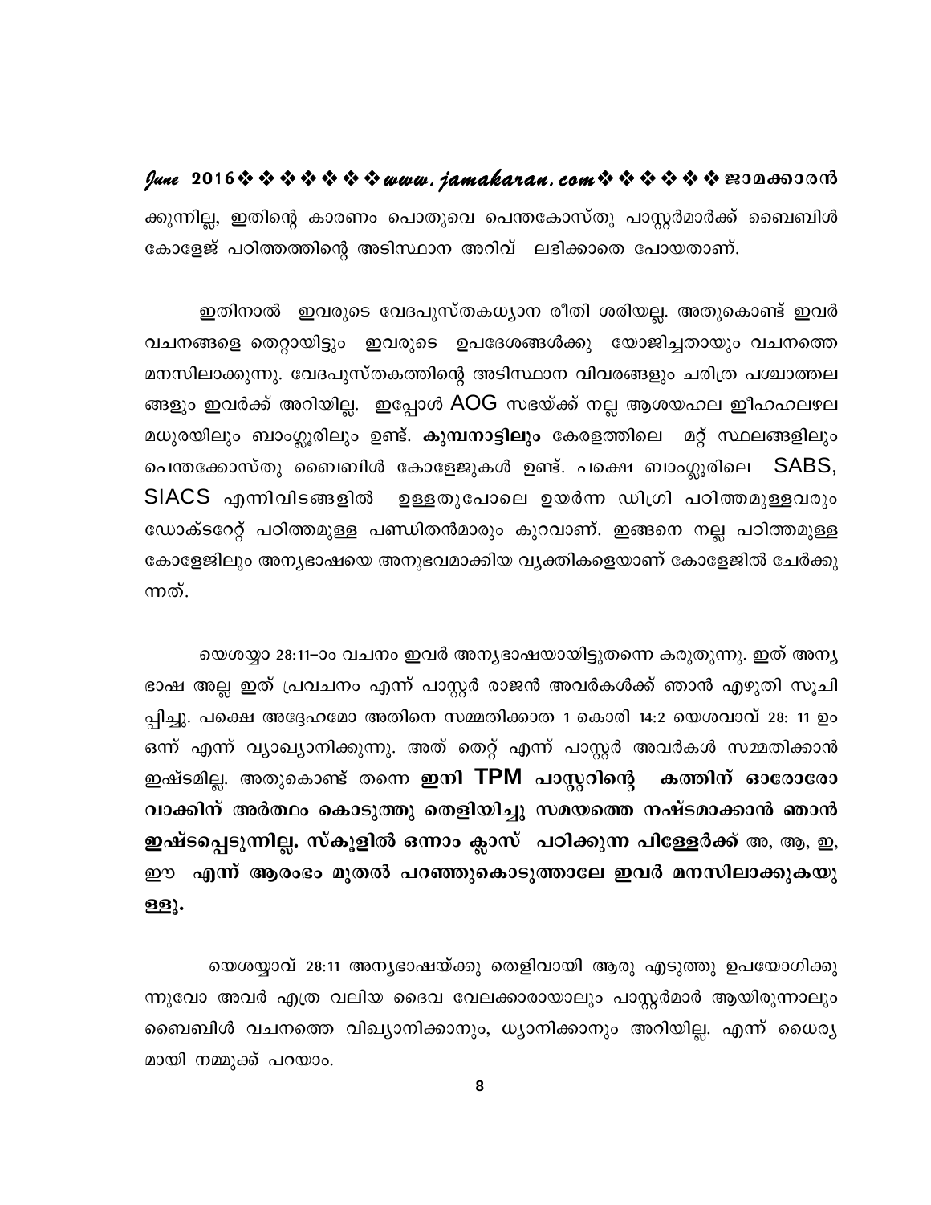ക്കുന്നില്ല, ഇതിന്റെ കാരണം പൊതുവെ പെന്തകോസ്തു പാസ്റ്റർമാർക്ക് ബൈബിൾ കോളേജ് പഠിത്തത്തിന്റെ അടിസ്ഥാന അറിവ് ലഭിക്കാതെ പോയതാണ്.

ഇതിനാൽ ഇവരുടെ വേദപുസ്തകധ്യാന രീതി ശരിയല്ല. അതുകൊണ്ട് ഇവർ വചനങ്ങളെ തെറ്റായിട്ടും ഇവരുടെ ഉപദേശങ്ങൾക്കു യോജിച്ചതായും വചനത്തെ മനസിലാക്കുന്നു. വേദപുസ്തകത്തിന്റെ അടിസ്ഥാന വിവരങ്ങളും ചരിത്ര പശ്ചാത്തല ങ്ങളും ഇവർക്ക് അറിയില്ല. ഇപ്പോൾ AOG സഭയ്ക്ക് നല്ല ആശയഹല ഇീഹഹലഴല മധുരയിലും ബാംഗ്ലൂരിലും ഉണ്ട്. **കുമ്പനാട്ടിലും** കേരളത്തിലെ മറ്റ് സ്ഥലങ്ങളിലും പെന്തക്കോസ്തു ബൈബിൾ കോളേജുകൾ ഉണ്ട്. പക്ഷെ ബാംഗ്ലൂരിലെ SABS, SIACS എന്നിവിടങ്ങളിൽ ഉള്ളതുപോലെ ഉയർന്ന ഡിഗ്രി പഠിത്തമുള്ളവരും ഡോക്ടറേറ്റ് പഠിത്തമുള്ള പണ്ഡിതൻമാരും കുറവാണ്. ഇങ്ങനെ നല്ല പഠിത്തമുള്ള കോളേജിലും അന്യഭാഷയെ അനുഭവമാക്കിയ വ്യക്തികളെയാണ് കോളേജിൽ ചേർക്കുന്നത്.

യെശയ്യാ 28:11–ാം വചനം ഇവർ അന്യഭാഷയായിട്ടുതന്നെ കരുതുന്നു. ഇത് അന്യ ഭാഷ അല്ല ഇത് പ്രവചനം എന്ന് പാസ്റ്റർ രാജൻ അവർകൾക്ക് ഞാൻ എഴുതി സൂചിപ്പിച്ചു. പക്ഷെ അദ്ദേഹമോ അതിനെ സമ്മതിക്കാത 1 കൊരി 14:2 യെശവാവ് 28: 11 ഉം ഒന്ന് എന്ന് വ്യാഖ്യാനിക്കുന്നു. അത് തെറ്റ് എന്ന് പാസ്റ്റർ അവർകൾ സമ്മതിക്കാൻ ഇഷ്ടമില്ല. അതുകൊണ്ട് തന്നെ **ഇനി TPM പാസ്റ്ററിന്റെ കത്തിന് ഓരോരോ വാക്കിന് അർത്ഥം കൊടുത്തു തെളിയിച്ചു സമയത്തെ നഷ്ടമാക്കാൻ ഞാൻ ഇഷ്ടപ്പെടുന്നില്ല. സ്കൂളിൽ ഒന്നാം ക്ലാസ് പഠിക്കുന്ന പിള്ളേർക്ക്** അ, ആ, ഇ, ഈ **എന്ന് ആരംഭം മുതൽ പറഞ്ഞുകൊടുത്താലേ ഇവർ മനസിലാക്കുകയുള്ളൂ.**

യെശയ്യാവ് 28:11 അന്യഭാഷയ്ക്കു തെളിവായി ആരു എടുത്തു ഉപയോഗിക്കുന്നുവോ അവർ എത്ര വലിയ ദൈവ വേലക്കാരായാലും പാസ്റ്റർമാർ ആയിരുന്നാലും ബൈബിൾ വചനത്തെ വിഖ്യാനിക്കാനും, ധ്യാനിക്കാനും അറിയില്ല. എന്ന് ധൈര്യമായി നമ്മുക്ക് പറയാം.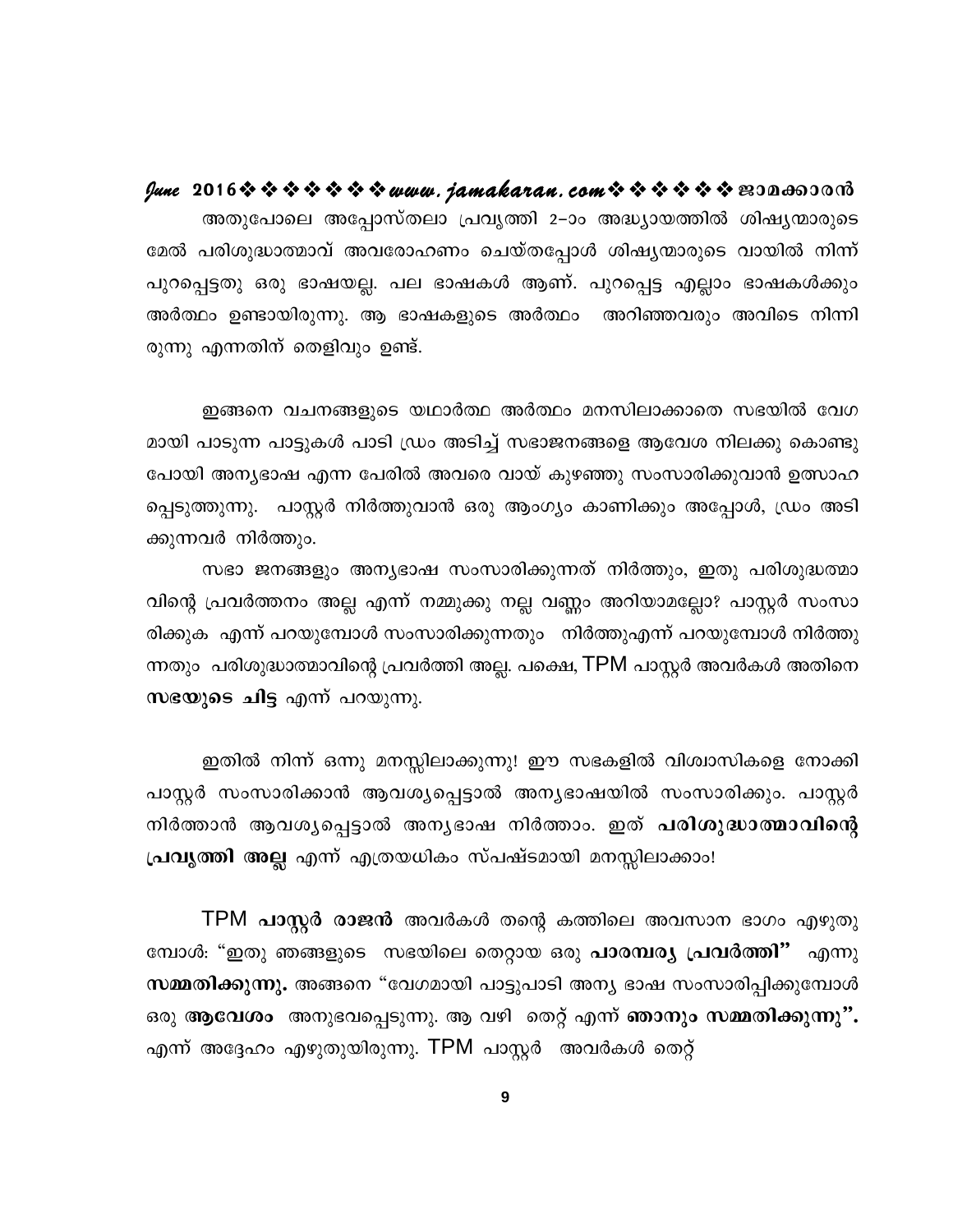അതുപോലെ അപ്പോസ്തലാ പ്രവൃത്തി 2–ാം അദ്ധ്യായത്തിൽ ശിഷ്യന്മാരുടെ മേൽ പരിശുദ്ധാത്മാവ് അവരോഹണം ചെയ്തപ്പോൾ ശിഷ്യന്മാരുടെ വായിൽ നിന്ന് പുറപ്പെട്ടതു ഒരു ഭാഷയല്ല. പല ഭാഷകൾ ആണ്. പുറപ്പെട്ട എല്ലാം ഭാഷകൾക്കും അർത്ഥം ഉണ്ടായിരുന്നു. ആ ഭാഷകളുടെ അർത്ഥം അറിഞ്ഞവരും അവിടെ നിന്നിരുന്നു എന്നതിന് തെളിവും ഉണ്ട്.

ഇങ്ങനെ വചനങ്ങളുടെ യഥാർത്ഥ അർത്ഥം മനസിലാക്കാതെ സഭയിൽ വേഗമായി പാടുന്ന പാട്ടുകൾ പാടി ഡ്രം അടിച്ച് സഭാജനങ്ങളെ ആവേശ നിലക്കു കൊണ്ടു പോയി അന്യഭാഷ എന്ന പേരിൽ അവരെ വായ് കുഴഞ്ഞു സംസാരിക്കുവാൻ ഉത്സാഹപ്പെടുത്തുന്നു. പാസ്റ്റർ നിർത്തുവാൻ ഒരു ആംഗ്യം കാണിക്കും അപ്പോൾ, ഡ്രം അടിക്കുന്നവർ നിർത്തും.

സഭാ ജനങ്ങളും അന്യഭാഷ സംസാരിക്കുന്നത് നിർത്തും, ഇതു പരിശുദ്ധത്മാവിന്റെ പ്രവർത്തനം അല്ല എന്ന് നമ്മുക്കു നല്ല വണ്ണം അറിയാമല്ലോ? പാസ്റ്റർ സംസാരിക്കുക എന്ന് പറയുമ്പോൾ സംസാരിക്കുന്നതും നിർത്തുഎന്ന് പറയുമ്പോൾ നിർത്തുന്നതും പരിശുദ്ധാത്മാവിന്റെ പ്രവർത്തി അല്ല. പക്ഷെ, TPM പാസ്റ്റർ അവർകൾ അതിനെ **സഭയുടെ ചിട്ട** എന്ന് പറയുന്നു.

ഇതിൽ നിന്ന് ഒന്നു മനസ്സിലാക്കുന്നു! ഈ സഭകളിൽ വിശ്വാസികളെ നോക്കി പാസ്റ്റർ സംസാരിക്കാൻ ആവശ്യപ്പെട്ടാൽ അന്യഭാഷയിൽ സംസാരിക്കും. പാസ്റ്റർ നിർത്താൻ ആവശ്യപ്പെട്ടാൽ അന്യഭാഷ നിർത്താം. ഇത് **പരിശുദ്ധാത്മാവിന്റെ പ്രവൃത്തി അല്ല** എന്ന് എത്രയധികം സ്പഷ്ടമായി മനസ്സിലാക്കാം!

TPM **പാസ്റ്റർ രാജൻ** അവർകൾ തന്റെ കത്തിലെ അവസാന ഭാഗം എഴുതുമ്പോൾ: "ഇതു ഞങ്ങളുടെ സഭയിലെ തെറ്റായ ഒരു **പാരമ്പര്യ പ്രവർത്തി"** എന്നു **സമ്മതിക്കുന്നു.** അങ്ങനെ "വേഗമായി പാട്ടുപാടി അന്യ ഭാഷ സംസാരിപ്പിക്കുമ്പോൾ ഒരു **ആവേശം** അനുഭവപ്പെടുന്നു. ആ വഴി തെറ്റ് എന്ന് **ഞാനും സമ്മതിക്കുന്നു".** എന്ന് അദ്ദേഹം എഴുതുയിരുന്നു. TPM പാസ്റ്റർ അവർകൾ തെറ്റ്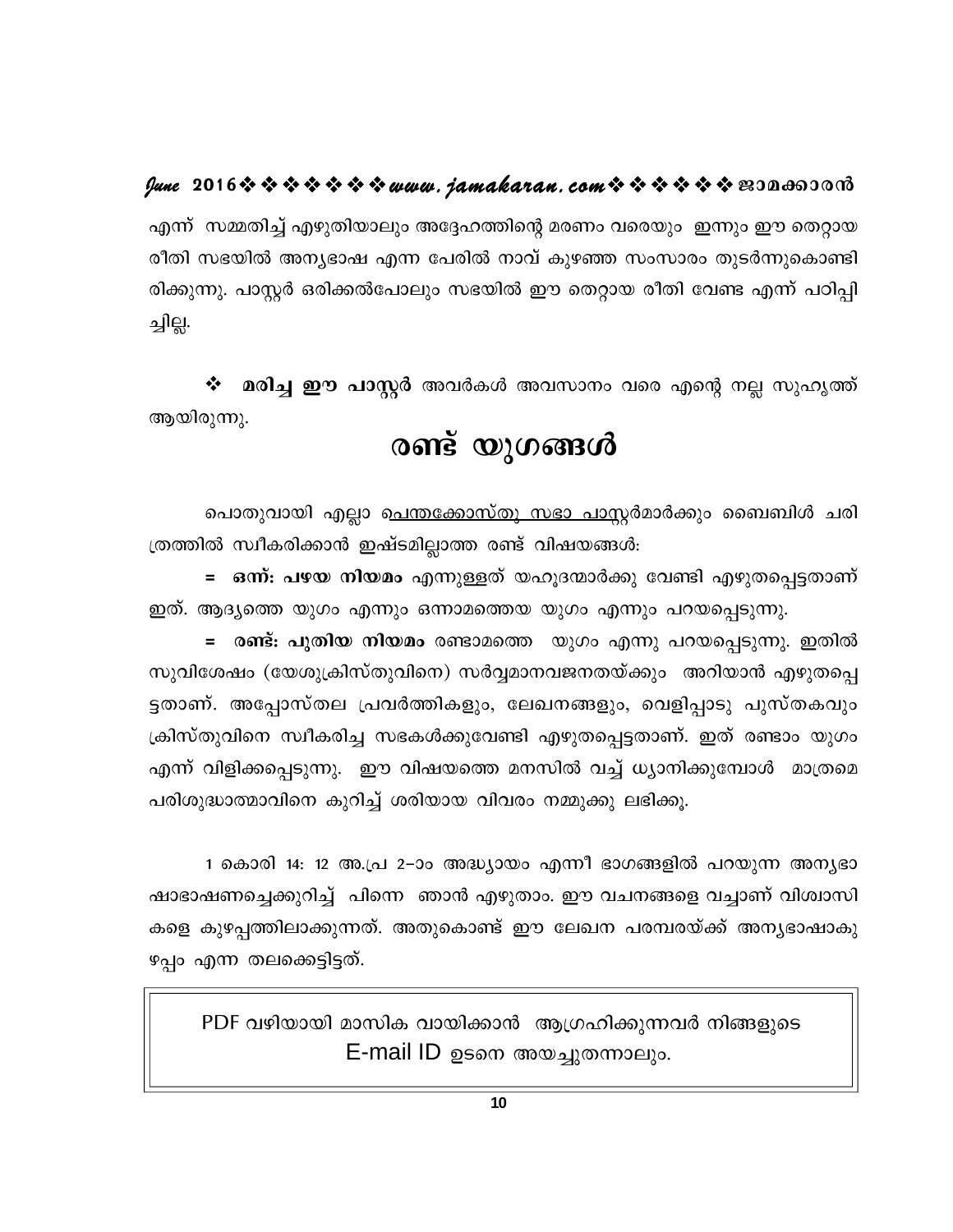എന്ന് സമ്മതിച്ച് എഴുതിയാലും അദ്ദേഹത്തിന്റെ മരണം വരെയും ഇന്നും ഈ തെറ്റായ രീതി സഭയിൽ അന്യഭാഷ എന്ന പേരിൽ നാവ് കുഴഞ്ഞ സംസാരം തുടർന്നുകൊണ്ടിരിക്കുന്നു. പാസ്റ്റർ ഒരിക്കൽപോലും സഭയിൽ ഈ തെറ്റായ രീതി വേണ്ട എന്ന് പഠിപ്പിച്ചില്ല.

❖ **മരിച്ച ഈ പാസ്റ്റർ** അവർകൾ അവസാനം വരെ എന്റെ നല്ല സുഹൃത്ത് ആയിരുന്നു.

# രണ്ട് യുഗങ്ങൾ

പൊതുവായി എല്ലാ പെന്തക്കോസ്തു സഭാ പാസ്റ്റർമാർക്കും ബൈബിൾ ചരിത്രത്തിൽ സ്വീകരിക്കാൻ ഇഷ്ടമില്ലാത്ത രണ്ട് വിഷയങ്ങൾ:

= **ഒന്ന്: പഴയ നിയമം** എന്നുള്ളത് യഹൂദന്മാർക്കു വേണ്ടി എഴുതപ്പെട്ടതാണ് ഇത്. ആദ്യത്തെ യുഗം എന്നും ഒന്നാമത്തെയ യുഗം എന്നും പറയപ്പെടുന്നു.

= **രണ്ട്: പുതിയ നിയമം** രണ്ടാമത്തെ യുഗം എന്നു പറയപ്പെടുന്നു. ഇതിൽ സുവിശേഷം (യേശുക്രിസ്തുവിനെ) സർവ്വമാനവജനതയ്ക്കും അറിയാൻ എഴുതപ്പെട്ടതാണ്. അപ്പോസ്തല പ്രവർത്തികളും, ലേഖനങ്ങളും, വെളിപ്പാടു പുസ്തകവും ക്രിസ്തുവിനെ സ്വീകരിച്ച സഭകൾക്കുവേണ്ടി എഴുതപ്പെട്ടതാണ്. ഇത് രണ്ടാം യുഗം എന്ന് വിളിക്കപ്പെടുന്നു. ഈ വിഷയത്തെ മനസിൽ വച്ച് ധ്യാനിക്കുമ്പോൾ മാത്രമെ പരിശുദ്ധാത്മാവിനെ കുറിച്ച് ശരിയായ വിവരം നമ്മുക്കു ലഭിക്കൂ.

1 കൊരി 14: 12 അ.പ്ര 2–ാം അദ്ധ്യായം എന്നീ ഭാഗങ്ങളിൽ പറയുന്ന അന്യഭാഷാഭാഷണച്ചെക്കുറിച്ച് പിന്നെ ഞാൻ എഴുതാം. ഈ വചനങ്ങളെ വച്ചാണ് വിശ്വാസികളെ കുഴപ്പത്തിലാക്കുന്നത്. അതുകൊണ്ട് ഈ ലേഖന പരമ്പരയ്ക്ക് അന്യഭാഷാകുഴപ്പം എന്ന തലക്കെട്ടിട്ടത്.

PDF വഴിയായി മാസിക വായിക്കാൻ ആഗ്രഹിക്കുന്നവർ നിങ്ങളുടെ E-mail ID ഉടനെ അയച്ചുതന്നാലും.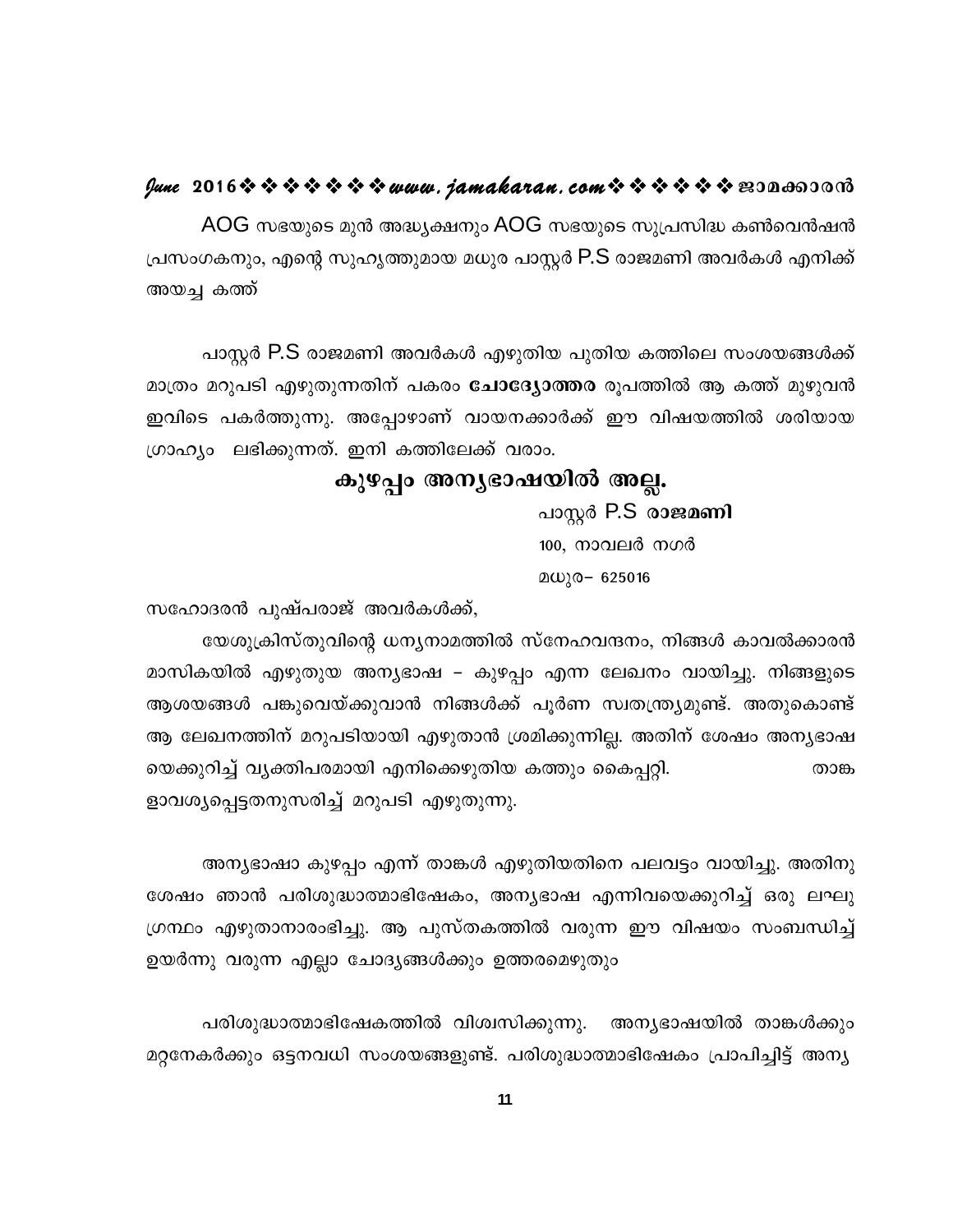AOG സഭയുടെ മുൻ അദ്ധ്യക്ഷനും AOG സഭയുടെ സുപ്രസിദ്ധ കൺവെൻഷൻ പ്രസംഗകനും, എന്റെ സുഹൃത്തുമായ മധുര പാസ്റ്റർ P.S രാജമണി അവർകൾ എനിക്ക് അയച്ച കത്ത്

പാസ്റ്റർ P.S രാജമണി അവർകൾ എഴുതിയ പുതിയ കത്തിലെ സംശയങ്ങൾക്ക് മാത്രം മറുപടി എഴുതുന്നതിന് പകരം **ചോദ്യോത്തര** രൂപത്തിൽ ആ കത്ത് മുഴുവൻ ഇവിടെ പകർത്തുന്നു. അപ്പോഴാണ് വായനക്കാർക്ക് ഈ വിഷയത്തിൽ ശരിയായ ഗ്രാഹ്യം ലഭിക്കുന്നത്. ഇനി കത്തിലേക്ക് വരാം.

## കുഴപ്പം അന്യഭാഷയിൽ അല്ല.

പാസ്റ്റർ P.S **രാജമണി**
100, നാവലർ നഗർ
മധുര– 625016

സഹോദരൻ പുഷ്പരാജ് അവർകൾക്ക്,

യേശുക്രിസ്തുവിന്റെ ധന്യനാമത്തിൽ സ്നേഹവന്ദനം, നിങ്ങൾ കാവൽക്കാരൻ മാസികയിൽ എഴുതുയ അന്യഭാഷ – കുഴപ്പം എന്ന ലേഖനം വായിച്ചു. നിങ്ങളുടെ ആശയങ്ങൾ പങ്കുവെയ്ക്കുവാൻ നിങ്ങൾക്ക് പൂർണ സ്വതന്ത്ര്യമുണ്ട്. അതുകൊണ്ട് ആ ലേഖനത്തിന് മറുപടിയായി എഴുതാൻ ശ്രമിക്കുന്നില്ല. അതിന് ശേഷം അന്യഭാഷ യെക്കുറിച്ച് വ്യക്തിപരമായി എനിക്കെഴുതിയ കത്തും കൈപ്പറ്റി. താങ്ക ളാവശ്യപ്പെട്ടതനുസരിച്ച് മറുപടി എഴുതുന്നു.

അന്യഭാഷാ കുഴപ്പം എന്ന് താങ്കൾ എഴുതിയതിനെ പലവട്ടം വായിച്ചു. അതിനു ശേഷം ഞാൻ പരിശുദ്ധാത്മാഭിഷേകം, അന്യഭാഷ എന്നിവയെക്കുറിച്ച് ഒരു ലഘു ഗ്രന്ഥം എഴുതാനാരംഭിച്ചു. ആ പുസ്തകത്തിൽ വരുന്ന ഈ വിഷയം സംബന്ധിച്ച് ഉയർന്നു വരുന്ന എല്ലാ ചോദ്യങ്ങൾക്കും ഉത്തരമെഴുതും

പരിശുദ്ധാത്മാഭിഷേകത്തിൽ വിശ്വസിക്കുന്നു. അന്യഭാഷയിൽ താങ്കൾക്കും മറ്റനേകർക്കും ഒട്ടനവധി സംശയങ്ങളുണ്ട്. പരിശുദ്ധാത്മാഭിഷേകം പ്രാപിച്ചിട്ട് അന്യ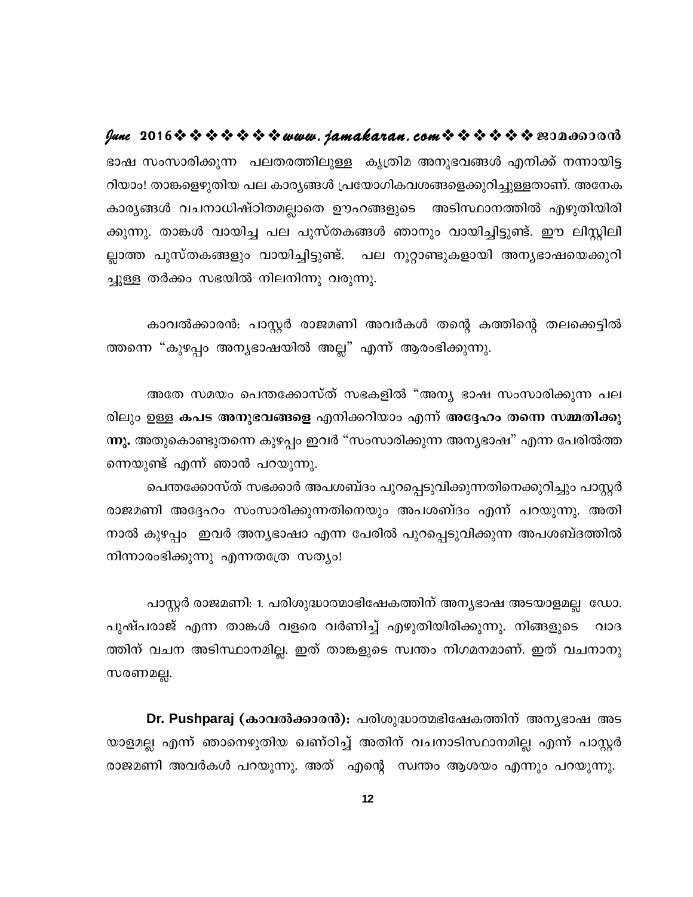ഭാഷ സംസാരിക്കുന്ന പലതരത്തിലുള്ള കൃത്രിമ അനുഭവങ്ങൾ എനിക്ക് നന്നായിട്ടറിയാം! താങ്കളെഴുതിയ പല കാര്യങ്ങൾ പ്രയോഗികവശങ്ങളെക്കുറിച്ചുള്ളതാണ്. അനേക കാര്യങ്ങൾ വചനാധിഷ്ഠിതമല്ലാതെ ഊഹങ്ങളുടെ അടിസ്ഥാനത്തിൽ എഴുതിയിരിക്കുന്നു. താങ്കൾ വായിച്ച പല പുസ്തകങ്ങൾ ഞാനും വായിച്ചിട്ടുണ്ട്. ഈ ലിസ്റ്റിലില്ലാത്ത പുസ്തകങ്ങളും വായിച്ചിട്ടുണ്ട്. പല നൂറ്റാണ്ടുകളായി അന്യഭാഷയെക്കുറിച്ചുള്ള തർക്കം സഭയിൽ നിലനിന്നു വരുന്നു.

കാവൽക്കാരൻ: പാസ്റ്റർ രാജമണി അവർകൾ തന്റെ കത്തിന്റെ തലക്കെട്ടിൽത്തന്നെ "കുഴപ്പം അന്യഭാഷയിൽ അല്ല" എന്ന് ആരംഭിക്കുന്നു.

അതേ സമയം പെന്തക്കോസ്ത് സഭകളിൽ "അന്യ ഭാഷ സംസാരിക്കുന്ന പലരിലും ഉള്ള **കപട അനുഭവങ്ങളെ** എനിക്കറിയാം എന്ന് **അദ്ദേഹം തന്നെ സമ്മതിക്കുന്നു.** അതുകൊണ്ടുതന്നെ കുഴപ്പം ഇവർ "സംസാരിക്കുന്ന അന്യഭാഷ" എന്ന പേരിൽത്തന്നെയുണ്ട് എന്ന് ഞാൻ പറയുന്നു.

പെന്തക്കോസ്ത് സഭക്കാർ അപശബ്ദം പുറപ്പെടുവിക്കുന്നതിനെക്കുറിച്ചും പാസ്റ്റർ രാജമണി അദ്ദേഹം സംസാരിക്കുന്നതിനെയും അപശബ്ദം എന്ന് പറയുന്നു. അതിനാൽ കുഴപ്പം ഇവർ അന്യഭാഷാ എന്ന പേരിൽ പുറപ്പെടുവിക്കുന്ന അപശബ്ദത്തിൽ നിന്നാരംഭിക്കുന്നു എന്നതത്രേ സത്യം!

പാസ്റ്റർ രാജമണി: 1. പരിശുദ്ധാത്മാഭിഷേകത്തിന് അന്യഭാഷ അടയാളമല്ല ഡോ. പുഷ്പരാജ് എന്ന താങ്കൾ വളരെ വർണിച്ച് എഴുതിയിരിക്കുന്നു. നിങ്ങളുടെ വാദത്തിന് വചന അടിസ്ഥാനമില്ല. ഇത് താങ്കളുടെ സ്വന്തം നിഗമനമാണ്. ഇത് വചനാനുസരണമല്ല.

**Dr. Pushparaj (കാവൽക്കാരൻ):** പരിശുദ്ധാത്മഭിഷേകത്തിന് അന്യഭാഷ അടയാളമല്ല എന്ന് ഞാനെഴുതിയ ഖണ്ഡിച്ച് അതിന് വചനാടിസ്ഥാനമില്ല എന്ന് പാസ്റ്റർ രാജമണി അവർകൾ പറയുന്നു. അത് എന്റെ സ്വന്തം ആശയം എന്നും പറയുന്നു.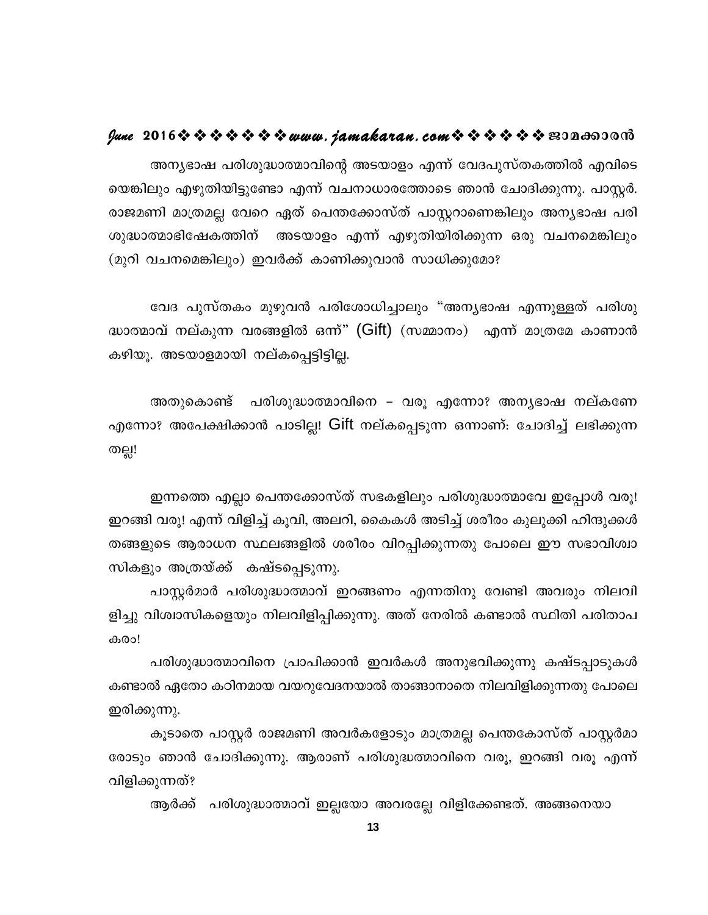അന്യഭാഷ പരിശുദ്ധാത്മാവിന്റെ അടയാളം എന്ന് വേദപുസ്തകത്തിൽ എവിടെയെങ്കിലും എഴുതിയിട്ടുണ്ടോ എന്ന് വചനാധാരത്തോടെ ഞാൻ ചോദിക്കുന്നു. പാസ്റ്റർ. രാജമണി മാത്രമല്ല വേറെ ഏത് പെന്തക്കോസ്ത് പാസ്റ്ററാണെങ്കിലും അന്യഭാഷ പരിശുദ്ധാത്മാഭിഷേകത്തിന് അടയാളം എന്ന് എഴുതിയിരിക്കുന്ന ഒരു വചനമെങ്കിലും (മുറി വചനമെങ്കിലും) ഇവർക്ക് കാണിക്കുവാൻ സാധിക്കുമോ?

വേദ പുസ്തകം മുഴുവൻ പരിശോധിച്ചാലും "അന്യഭാഷ എന്നുള്ളത് പരിശുദ്ധാത്മാവ് നല്കുന്ന വരങ്ങളിൽ ഒന്ന്" (Gift) (സമ്മാനം) എന്ന് മാത്രമേ കാണാൻ കഴിയൂ. അടയാളമായി നല്കപ്പെട്ടിട്ടില്ല.

അതുകൊണ്ട് പരിശുദ്ധാത്മാവിനെ – വരൂ എന്നോ? അന്യഭാഷ നല്കണേ എന്നോ? അപേക്ഷിക്കാൻ പാടില്ല! Gift നല്കപ്പെടുന്ന ഒന്നാണ്: ചോദിച്ച് ലഭിക്കുന്നതല്ല!

ഇന്നത്തെ എല്ലാ പെന്തക്കോസ്ത് സഭകളിലും പരിശുദ്ധാത്മാവേ ഇപ്പോൾ വരൂ! ഇറങ്ങി വരൂ! എന്ന് വിളിച്ച് കൂവി, അലറി, കൈകൾ അടിച്ച് ശരീരം കുലുക്കി ഹിന്ദുക്കൾ തങ്ങളുടെ ആരാധന സ്ഥലങ്ങളിൽ ശരീരം വിറപ്പിക്കുന്നതു പോലെ ഈ സഭാവിശ്വാസികളും അത്രയ്ക്ക് കഷ്ടപ്പെടുന്നു.

പാസ്റ്റർമാർ പരിശുദ്ധാത്മാവ് ഇറങ്ങണം എന്നതിനു വേണ്ടി അവരും നിലവിളിച്ചു വിശ്വാസികളെയും നിലവിളിപ്പിക്കുന്നു. അത് നേരിൽ കണ്ടാൽ സ്ഥിതി പരിതാപകരം!

പരിശുദ്ധാത്മാവിനെ പ്രാപിക്കാൻ ഇവർകൾ അനുഭവിക്കുന്നു കഷ്ടപ്പാടുകൾ കണ്ടാൽ ഏതോ കഠിനമായ വയറുവേദനയാൽ താങ്ങാനാതെ നിലവിളിക്കുന്നതു പോലെ ഇരിക്കുന്നു.

കൂടാതെ പാസ്റ്റർ രാജമണി അവർകളോടും മാത്രമല്ല പെന്തകോസ്ത് പാസ്റ്റർമാരോടും ഞാൻ ചോദിക്കുന്നു. ആരാണ് പരിശുദ്ധത്മാവിനെ വരൂ, ഇറങ്ങി വരൂ എന്ന് വിളിക്കുന്നത്?

ആർക്ക് പരിശുദ്ധാത്മാവ് ഇല്ലയോ അവരല്ലേ വിളിക്കേണ്ടത്. അങ്ങനെയാ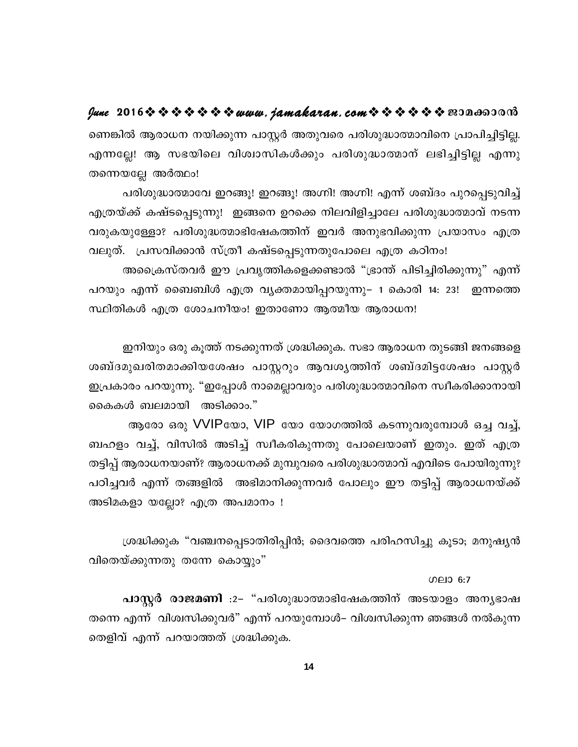ണെങ്കിൽ ആരാധന നയിക്കുന്ന പാസ്റ്റർ അതുവരെ പരിശുദ്ധാത്മാവിനെ പ്രാപിച്ചിട്ടില്ല. എന്നല്ലേ! ആ സഭയിലെ വിശ്വാസികൾക്കും പരിശുദ്ധാത്മാവ് ലഭിച്ചിട്ടില്ല എന്നു തന്നെയല്ലേ അർത്ഥം!

പരിശുദ്ധാത്മാവേ ഇറങ്ങൂ! ഇറങ്ങൂ! അഗ്നി! അഗ്നി! എന്ന് ശബ്ദം പുറപ്പെടുവിച്ച് എത്രയ്ക്ക് കഷ്ടപ്പെടുന്നു! ഇങ്ങനെ ഉറക്കെ നിലവിളിച്ചാലേ പരിശുദ്ധാത്മാവ് നടന്ന വരുകയുള്ളോ? പരിശുദ്ധാത്മാഭിഷേകത്തിന് ഇവർ അനുഭവിക്കുന്ന പ്രയാസം എത്ര വലുത്. പ്രസവിക്കാൻ സ്ത്രീ കഷ്ടപ്പെടുന്നതുപോലെ എത്ര കഠിനം!

അക്രൈസ്തവർ ഈ പ്രവൃത്തികളെക്കണ്ടാൽ "ഭ്രാന്ത് പിടിച്ചിരിക്കുന്നു" എന്ന് പറയും എന്ന് ബൈബിൾ എത്ര വ്യക്തമായിപ്പറയുന്നു– 1 കൊരി 14: 23! ഇന്നത്തെ സ്ഥിതികൾ എത്ര ശോചനീയം! ഇതാണോ ആത്മീയ ആരാധന!

ഇനിയും ഒരു കൂത്ത് നടക്കുന്നത് ശ്രദ്ധിക്കുക. സഭാ ആരാധന തുടങ്ങി ജനങ്ങളെ ശബ്ദമുഖരിതമാക്കിയശേഷം പാസ്റ്ററും ആവശ്യത്തിന് ശബ്ദമിട്ടശേഷം പാസ്റ്റർ ഇപ്രകാരം പറയുന്നു. "ഇപ്പോൾ നാമെല്ലാവരും പരിശുദ്ധാത്മാവിനെ സ്വീകരിക്കാനായി കൈകൾ ബലമായി അടിക്കാം."

ആരോ ഒരു VVIPയോ, VIP യോ യോഗത്തിൽ കടന്നുവരുമ്പോൾ ഒച്ച വച്ച്, ബഹളം വച്ച്, വിസിൽ അടിച്ച് സ്വീകരികുന്നതു പോലെയാണ് ഇതും. ഇത് എത്ര തട്ടിപ്പ് ആരാധനയാണ്? ആരാധനക്ക് മുമ്പുവരെ പരിശുദ്ധാത്മാവ് എവിടെ പോയിരുന്നു? പഠിച്ചവർ എന്ന് തങ്ങളിൽ അഭിമാനിക്കുന്നവർ പോലും ഈ തട്ടിപ്പ് ആരാധനയ്ക്ക് അടിമകളാ യല്ലോ? എത്ര അപമാനം !

ശ്രദ്ധിക്കുക "വഞ്ചനപ്പെടാതിരിപ്പിൻ; ദൈവത്തെ പരിഹസിച്ചു കൂടാ; മനുഷ്യൻ വിതെയ്ക്കുന്നതു തന്നേ കൊയ്യും"

ഗലാ 6:7

**പാസ്റ്റർ രാജമണി** :2– "പരിശുദ്ധാത്മാഭിഷേകത്തിന് അടയാളം അന്യഭാഷ തന്നെ എന്ന് വിശ്വസിക്കുവർ" എന്ന് പറയുമ്പോൾ– വിശ്വസിക്കുന്ന ഞങ്ങൾ നൽകുന്ന തെളിവ് എന്ന് പറയാത്തത് ശ്രദ്ധിക്കുക.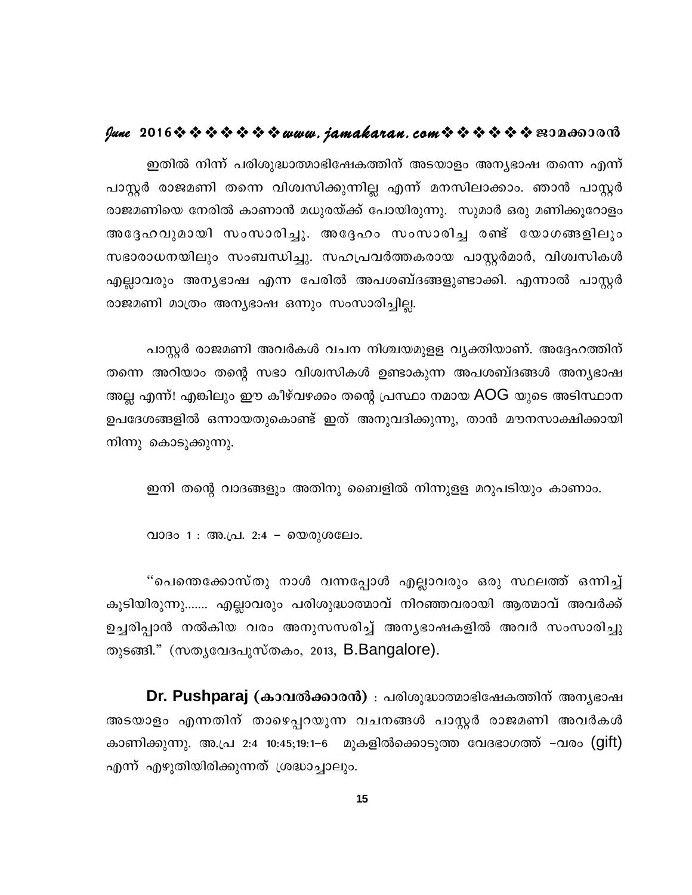ഇതിൽ നിന്ന് പരിശുദ്ധാത്മാഭിഷേകത്തിന് അടയാളം അന്യഭാഷ തന്നെ എന്ന് പാസ്റ്റർ രാജമണി തന്നെ വിശ്വസിക്കുന്നില്ല എന്ന് മനസിലാക്കാം. ഞാൻ പാസ്റ്റർ രാജമണിയെ നേരിൽ കാണാൻ മധുരയ്ക്ക് പോയിരുന്നു. സുമാർ ഒരു മണിക്കൂറോളം അദ്ദേഹവുമായി സംസാരിച്ചു. അദ്ദേഹം സംസാരിച്ച രണ്ട് യോഗങ്ങളിലും സഭാരാധനയിലും സംബന്ധിച്ചു. സഹപ്രവർത്തകരായ പാസ്റ്റർമാർ, വിശ്വസികൾ എല്ലാവരും അന്യഭാഷ എന്ന പേരിൽ അപശബ്ദങ്ങളുണ്ടാക്കി. എന്നാൽ പാസ്റ്റർ രാജമണി മാത്രം അന്യഭാഷ ഒന്നും സംസാരിച്ചില്ല.

പാസ്റ്റർ രാജമണി അവർകൾ വചന നിശ്ചയമുള്ള വ്യക്തിയാണ്. അദ്ദേഹത്തിന് തന്നെ അറിയാം തന്റെ സഭാ വിശ്വസികൾ ഉണ്ടാകുന്ന അപശബ്ദങ്ങൾ അന്യഭാഷ അല്ല എന്ന്! എങ്കിലും ഈ കീഴ്വഴക്കം തന്റെ പ്രസ്ഥാ നമായ AOG യുടെ അടിസ്ഥാന ഉപദേശങ്ങളിൽ ഒന്നായതുകൊണ്ട് ഇത് അനുവദിക്കുന്നു, താൻ മൗനസാക്ഷിക്കായി നിന്നു കൊടുക്കുന്നു.

ഇനി തന്റെ വാദങ്ങളും അതിനു ബൈബിളിൽ നിന്നുള്ള മറുപടിയും കാണാം.

വാദം 1 : അ.പ്ര. 2:4 – യെരുശലേം.

"പെന്തെക്കോസ്തു നാൾ വന്നപ്പോൾ എല്ലാവരും ഒരു സ്ഥലത്ത് ഒന്നിച്ച് കൂടിയിരുന്നു....... എല്ലാവരും പരിശുദ്ധാത്മാവ് നിറഞ്ഞവരായി ആത്മാവ് അവർക്ക് ഉച്ചരിപ്പാൻ നൽകിയ വരം അനുസസരിച്ച് അന്യഭാഷകളിൽ അവർ സംസാരിച്ചു തുടങ്ങി." (സത്യവേദപുസ്തകം, 2013, B.Bangalore).

**Dr. Pushparaj (കാവൽക്കാരൻ)** : പരിശുദ്ധാത്മാഭിഷേകത്തിന് അന്യഭാഷ അടയാളം എന്നതിന് താഴെപ്പറയുന്ന വചനങ്ങൾ പാസ്റ്റർ രാജമണി അവർകൾ കാണിക്കുന്നു. അ.പ്ര 2:4 10:45;19:1–6 മുകളിൽക്കൊടുത്ത വേദഭാഗത്ത് –വരം (gift) എന്ന് എഴുതിയിരിക്കുന്നത് ശ്രദ്ധാച്ചാലും.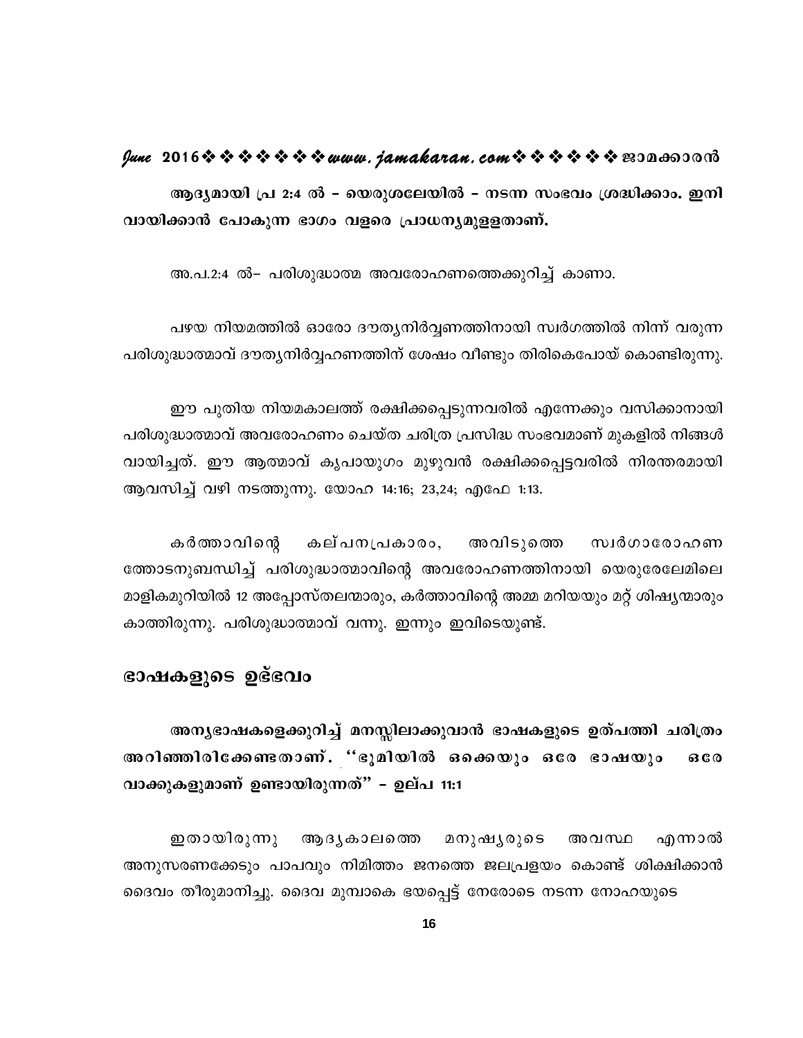**ആദ്യമായി പ്ര 2:4 ൽ – യെരുശലേയിൽ – നടന്ന സംഭവം ശ്രദ്ധിക്കാം. ഇനി വായിക്കാൻ പോകുന്ന ഭാഗം വളരെ പ്രാധന്യമുള്ളതാണ്.**

അ.പ.2:4 ൽ– പരിശുദ്ധാത്മ അവരോഹണത്തെക്കുറിച്ച് കാണാം.

പഴയ നിയമത്തിൽ ഓരോ ദൗത്യനിർവ്വണത്തിനായി സ്വർഗത്തിൽ നിന്ന് വരുന്ന പരിശുദ്ധാത്മാവ് ദൗത്യനിർവ്വഹണത്തിന് ശേഷം വീണ്ടും തിരികെപോയ് കൊണ്ടിരുന്നു.

ഈ പുതിയ നിയമകാലത്ത് രക്ഷിക്കപ്പെടുന്നവരിൽ എന്നേക്കും വസിക്കാനായി പരിശുദ്ധാത്മാവ് അവരോഹണം ചെയ്ത ചരിത്ര പ്രസിദ്ധ സംഭവമാണ് മുകളിൽ നിങ്ങൾ വായിച്ചത്. ഈ ആത്മാവ് കൃപായുഗം മുഴുവൻ രക്ഷിക്കപ്പെട്ടവരിൽ നിരന്തരമായി ആവസിച്ച് വഴി നടത്തുന്നു. യോഹ 14:16; 23,24; എഫേ 1:13.

കർത്താവിന്റെ കല്പനപ്രകാരം, അവിടുത്തെ സ്വർഗാരോഹണ ത്തോടനുബന്ധിച്ച് പരിശുദ്ധാത്മാവിന്റെ അവരോഹണത്തിനായി യെരുരേലേമിലെ മാളികമുറിയിൽ 12 അപ്പോസ്തലന്മാരും, കർത്താവിന്റെ അമ്മ മറിയയും മറ്റ് ശിഷ്യന്മാരും കാത്തിരുന്നു. പരിശുദ്ധാത്മാവ് വന്നു. ഇന്നും ഇവിടെയുണ്ട്.

## ഭാഷകളുടെ ഉദ്ഭവം

**അന്യഭാഷകളെക്കുറിച്ച് മനസ്സിലാക്കുവാൻ ഭാഷകളുടെ ഉത്പത്തി ചരിത്രം അറിഞ്ഞിരിക്കേണ്ടതാണ്. ''ഭൂമിയിൽ ഒക്കെയും ഒരേ ഭാഷയും ഒരേ വാക്കുകളുമാണ് ഉണ്ടായിരുന്നത്'' – ഉല്പ 11:1**

ഇതായിരുന്നു ആദ്യകാലത്തെ മനുഷ്യരുടെ അവസ്ഥ എന്നാൽ അനുസരണക്കേടും പാപവും നിമിത്തം ജനത്തെ ജലപ്രളയം കൊണ്ട് ശിക്ഷിക്കാൻ ദൈവം തീരുമാനിച്ചു. ദൈവ മുമ്പാകെ ഭയപ്പെട്ട് നേരോടെ നടന്ന നോഹയുടെ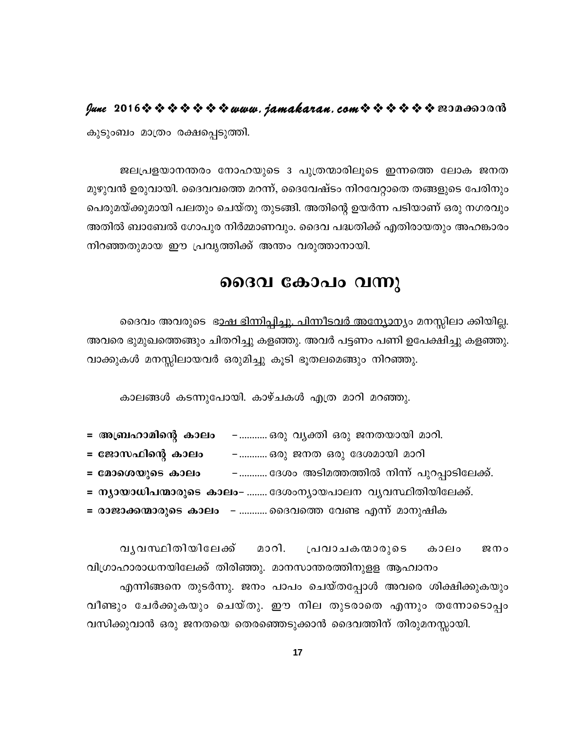കുടുംബം മാത്രം രക്ഷപ്പെടുത്തി.

ജലപ്രളയാനന്തരം നോഹയുടെ 3 പുത്രന്മാരിലൂടെ ഇന്നത്തെ ലോക ജനത മുഴുവൻ ഉരുവായി. ദൈവവത്തെ മറന്ന്, ദൈവേഷ്ടം നിറവേറ്റാതെ തങ്ങളുടെ പേരിനും പെരുമയ്ക്കുമായി പലതും ചെയ്തു തുടങ്ങി. അതിന്റെ ഉയർന്ന പടിയാണ് ഒരു നഗരവും അതിൽ ബാബേൽ ഗോപുര നിർമ്മാണവും. ദൈവ പദ്ധതിക്ക് എതിരായതും അഹങ്കാരം നിറഞ്ഞതുമായ ഈ പ്രവൃത്തിക്ക് അന്തം വരുത്താനായി.

## ദൈവ കോപം വന്നു

ദൈവം അവരുടെ <u>ഭാഷ ഭിന്നിപ്പിച്ചു. പിന്നീടവർ അന്യോന്യം</u> മനസ്സിലാ ക്കിയില്ല. അവരെ ഭൂമുഖത്തെങ്ങും ചിതറിച്ചു കളഞ്ഞു. അവർ പട്ടണം പണി ഉപേക്ഷിച്ചു കളഞ്ഞു. വാക്കുകൾ മനസ്സിലായവർ ഒരുമിച്ചു കൂടി ഭൂതലമെങ്ങും നിറഞ്ഞു.

കാലങ്ങൾ കടന്നുപോയി. കാഴ്ചകൾ എത്ര മാറി മറഞ്ഞു.

= **അബ്രഹാമിന്റെ കാലം** –........... ഒരു വ്യക്തി ഒരു ജനതയായി മാറി.
= **ജോസഫിന്റെ കാലം** –........... ഒരു ജനത ഒരു ദേശമായി മാറി
= **മോശെയുടെ കാലം** –........... ദേശം അടിമത്തത്തിൽ നിന്ന് പുറപ്പാടിലേക്ക്.
= **ന്യായാധിപന്മാരുടെ കാലം**– ........ ദേശംന്യായപാലന വ്യവസ്ഥിതിയിലേക്ക്.
= **രാജാക്കന്മാരുടെ കാലം** – ........... ദൈവത്തെ വേണ്ട എന്ന് മാനുഷിക

വ്യവസ്ഥിതിയിലേക്ക് മാറി. പ്രവാചകന്മാരുടെ കാലം ജനം വിഗ്രാഹാരാധനയിലേക്ക് തിരിഞ്ഞു. മാനസാന്തരത്തിനുള്ള ആഹ്വാനം

എന്നിങ്ങനെ തുടർന്നു. ജനം പാപം ചെയ്തപ്പോൾ അവരെ ശിക്ഷിക്കുകയും വീണ്ടും ചേർക്കുകയും ചെയ്തു. ഈ നില തുടരാതെ എന്നും തന്നോടൊപ്പം വസിക്കുവാൻ ഒരു ജനതയെ തെരഞ്ഞെടുക്കാൻ ദൈവത്തിന് തിരുമനസ്സായി.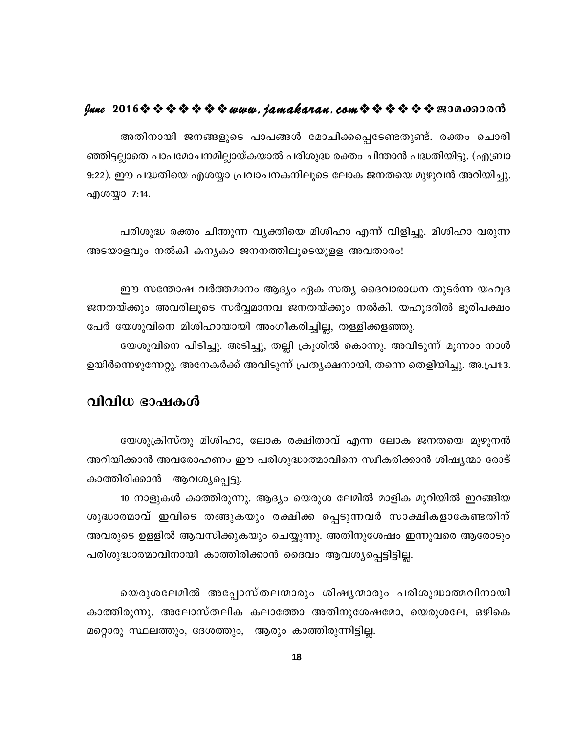അതിനായി ജനങ്ങളുടെ പാപങ്ങൾ മോചിക്കപ്പെടേണ്ടതുണ്ട്. രക്തം ചൊരിഞ്ഞിട്ടല്ലാതെ പാപമോചനമില്ലായ്കയാൽ പരിശുദ്ധ രക്തം ചിന്താൻ പദ്ധതിയിട്ടു. (എബ്രാ 9:22). ഈ പദ്ധതിയെ എശയ്യാ പ്രവാചകനിലൂടെ ലോക ജനതയെ മുഴുവൻ അറിയിച്ചു. എശയ്യാ 7:14.

പരിശുദ്ധ രക്തം ചിന്തുന്ന വ്യക്തിയെ മിശിഹാ എന്ന് വിളിച്ചു. മിശിഹാ വരുന്ന അടയാളവും നൽകി കന്യകാ ജനനത്തിലൂടെയുള്ള അവതാരം!

ഈ സന്തോഷ വർത്തമാനം ആദ്യം ഏക സത്യ ദൈവാരാധന തുടർന്ന യഹൂദ ജനതയ്ക്കും അവരിലൂടെ സർവ്വമാനവ ജനതയ്ക്കും നൽകി. യഹൂദരിൽ ഭൂരിപക്ഷം പേർ യേശുവിനെ മിശിഹായായി അംഗീകരിച്ചില്ല, തള്ളിക്കളഞ്ഞു.

യേശുവിനെ പിടിച്ചു. അടിച്ചു, തല്ലി ക്രൂശിൽ കൊന്നു. അവിടുന്ന് മൂന്നാം നാൾ ഉയിർന്നെഴുന്നേറ്റു. അനേകർക്ക് അവിടുന്ന് പ്രത്യക്ഷനായി, തന്നെ തെളിയിച്ചു. അ.പ്ര1:3.

## വിവിധ ഭാഷകൾ

യേശുക്രിസ്തു മിശിഹാ, ലോക രക്ഷിതാവ് എന്ന ലോക ജനതയെ മുഴുനൻ അറിയിക്കാൻ അവരോഹണം ഈ പരിശുദ്ധാത്മാവിനെ സ്വീകരിക്കാൻ ശിഷ്യന്മാ രോട് കാത്തിരിക്കാൻ ആവശ്യപ്പെട്ടു.

10 നാളുകൾ കാത്തിരുന്നു. ആദ്യം യെരുശ ലേമിൽ മാളിക മുറിയിൽ ഇറങ്ങിയ ശുദ്ധാത്മാവ് ഇവിടെ തങ്ങുകയും രക്ഷിക്ക പ്പെടുന്നവർ സാക്ഷികളാകേണ്ടതിന് അവരുടെ ഉള്ളിൽ ആവസിക്കുകയും ചെയ്യുന്നു. അതിനുശേഷം ഇന്നുവരെ ആരോടും പരിശുദ്ധാത്മാവിനായി കാത്തിരിക്കാൻ ദൈവം ആവശ്യപ്പെട്ടിട്ടില്ല.

യെരുശലേമിൽ അപ്പോസ്തലന്മാരും ശിഷ്യന്മാരും പരിശുദ്ധാത്മവിനായി കാത്തിരുന്നു. അലോസ്തലിക കലാത്തോ അതിനുശേഷമോ, യെരുശലേ, ഒഴികെ മറ്റൊരു സ്ഥലത്തും, ദേശത്തും, ആരും കാത്തിരുന്നിട്ടില്ല.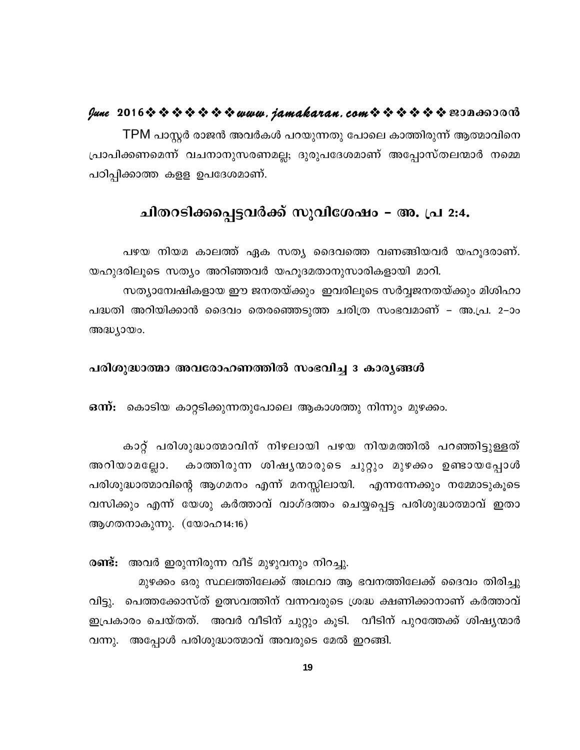TPM പാസ്റ്റർ രാജൻ അവർകൾ പറയുന്നതു പോലെ കാത്തിരുന്ന് ആത്മാവിനെ പ്രാപിക്കണമെന്ന് വചനാനുസരണമല്ല; ദുരുപദേശമാണ് അപ്പോസ്തലന്മാർ നമ്മെ പഠിപ്പിക്കാത്ത കള്ള ഉപദേശമാണ്.

## ചിതറടിക്കപ്പെട്ടവർക്ക് സുവിശേഷം - അ. പ്ര 2:4.

പഴയ നിയമ കാലത്ത് ഏക സത്യ ദൈവത്തെ വണങ്ങിയവർ യഹൂദരാണ്. യഹുദരിലൂടെ സത്യം അറിഞ്ഞവർ യഹൂദമതാനുസാരികളായി മാറി.

സത്യാന്വേഷികളായ ഈ ജനതയ്ക്കും ഇവരിലൂടെ സർവ്വജനതയ്ക്കും മിശിഹാ പദ്ധതി അറിയിക്കാൻ ദൈവം തെരഞ്ഞെടുത്ത ചരിത്ര സംഭവമാണ് – അ.പ്ര. 2–ാം അദ്ധ്യായം.

### പരിശുദ്ധാത്മാ അവരോഹണത്തിൽ സംഭവിച്ച 3 കാര്യങ്ങൾ

**ഒന്ന്:** കൊടിയ കാറ്റടിക്കുന്നതുപോലെ ആകാശത്തു നിന്നും മുഴക്കം.

കാറ്റ് പരിശുദ്ധാത്മാവിന് നിഴലായി പഴയ നിയമത്തിൽ പറഞ്ഞിട്ടുള്ളത് അറിയാമല്ലോ. കാത്തിരുന്ന ശിഷ്യന്മാരുടെ ചുറ്റും മുഴക്കം ഉണ്ടായപ്പോൾ പരിശുദ്ധാത്മാവിന്റെ ആഗമനം എന്ന് മനസ്സിലായി. എന്നന്നേക്കും നമ്മോടുകൂടെ വസിക്കും എന്ന് യേശു കർത്താവ് വാഗ്ദത്തം ചെയ്യപ്പെട്ട പരിശുദ്ധാത്മാവ് ഇതാ ആഗതനാകുന്നു. (യോഹ14:16)

**രണ്ട്:** അവർ ഇരുന്നിരുന്ന വീട് മുഴുവനും നിറച്ചു.

മുഴക്കം ഒരു സ്ഥലത്തിലേക്ക് അഥവാ ആ ഭവനത്തിലേക്ക് ദൈവം തിരിച്ചു വിട്ടു. പെത്തക്കോസ്ത് ഉത്സവത്തിന് വന്നവരുടെ ശ്രദ്ധ ക്ഷണിക്കാനാണ് കർത്താവ് ഇപ്രകാരം ചെയ്തത്. അവർ വീടിന് ചുറ്റും കൂടി. വീടിന് പുറത്തേക്ക് ശിഷ്യന്മാർ വന്നു. അപ്പോൾ പരിശുദ്ധാത്മാവ് അവരുടെ മേൽ ഇറങ്ങി.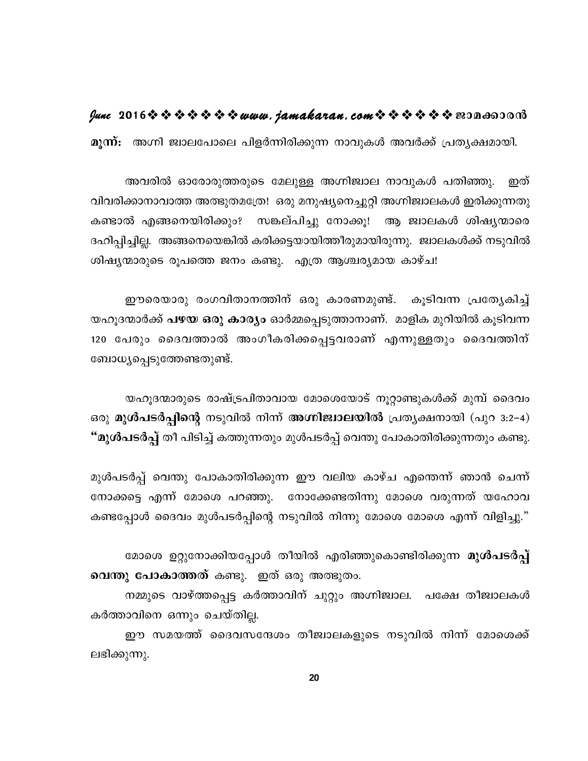**മൂന്ന്:** അഗ്നി ജ്വാലപോലെ പിളർന്നിരിക്കുന്ന നാവുകൾ അവർക്ക് പ്രത്യക്ഷമായി.

അവരിൽ ഓരോരുത്തരുടെ മേലുള്ള അഗ്നിജ്വാല നാവുകൾ പതിഞ്ഞു. ഇത് വിവരിക്കാനാവാത്ത അത്ഭുതമത്രേ! ഒരു മനുഷ്യനെച്ചുറ്റി അഗ്നിജ്വാലകൾ ഇരിക്കുന്നതു കണ്ടാൽ എങ്ങനെയിരിക്കും? സങ്കല്പിച്ചു നോക്കൂ! ആ ജ്വാലകൾ ശിഷ്യന്മാരെ ദഹിപ്പിച്ചില്ല. അങ്ങനെയെങ്കിൽ കരിക്കട്ടയായിത്തീരുമായിരുന്നു. ജ്വാലകൾക്ക് നടുവിൽ ശിഷ്യന്മാരുടെ രൂപത്തെ ജനം കണ്ടു. എത്ര ആശ്ചര്യമായ കാഴ്ച!

ഈരെയാരു രംഗവിതാനത്തിന് ഒരു കാരണമുണ്ട്. കൂടിവന്ന പ്രത്യേകിച്ച് യഹൂദന്മാർക്ക് **പഴയ ഒരു കാര്യം** ഓർമ്മപ്പെടുത്താനാണ്. മാളിക മുറിയിൽ കൂടിവന്ന 120 പേരും ദൈവത്താൽ അംഗീകരിക്കപ്പെട്ടവരാണ് എന്നുള്ളതും ദൈവത്തിന് ബോധ്യപ്പെടുത്തേണ്ടതുണ്ട്.

യഹൂദന്മാരുടെ രാഷ്ട്രപിതാവായ മോശെയോട് നൂറ്റാണ്ടുകൾക്ക് മുമ്പ് ദൈവം ഒരു **മുൾപടർപ്പിന്റെ** നടുവിൽ നിന്ന് **അഗ്നിജ്വാലയിൽ** പ്രത്യക്ഷനായി (പുറ 3:2-4) **"മുൾപടർപ്പ്** തീ പിടിച്ച് കത്തുന്നതും മുൾപടർപ്പ് വെന്തു പോകാതിരിക്കുന്നതും കണ്ടു.

മുൾപടർപ്പ് വെന്തു പോകാതിരിക്കുന്ന ഈ വലിയ കാഴ്ച എന്തെന്ന് ഞാൻ ചെന്ന് നോക്കട്ടെ എന്ന് മോശെ പറഞ്ഞു. നോക്കേണ്ടതിന്നു മോശെ വരുന്നത് യഹോവ കണ്ടപ്പോൾ ദൈവം മുൾപടർപ്പിന്റെ നടുവിൽ നിന്നു മോശെ മോശെ എന്ന് വിളിച്ചു."

മോശെ ഉറ്റുനോക്കിയപ്പോൾ തീയിൽ എരിഞ്ഞുകൊണ്ടിരിക്കുന്ന **മുൾപടർപ്പ് വെന്തു പോകാത്തത്** കണ്ടു. ഇത് ഒരു അത്ഭുതം.

നമ്മുടെ വാഴ്ത്തപ്പെട്ട കർത്താവിന് ചുറ്റും അഗ്നിജ്വാല. പക്ഷേ തീജ്വാലകൾ കർത്താവിനെ ഒന്നും ചെയ്തില്ല.

ഈ സമയത്ത് ദൈവസന്ദേശം തീജ്വാലകളുടെ നടുവിൽ നിന്ന് മോശെക്ക് ലഭിക്കുന്നു.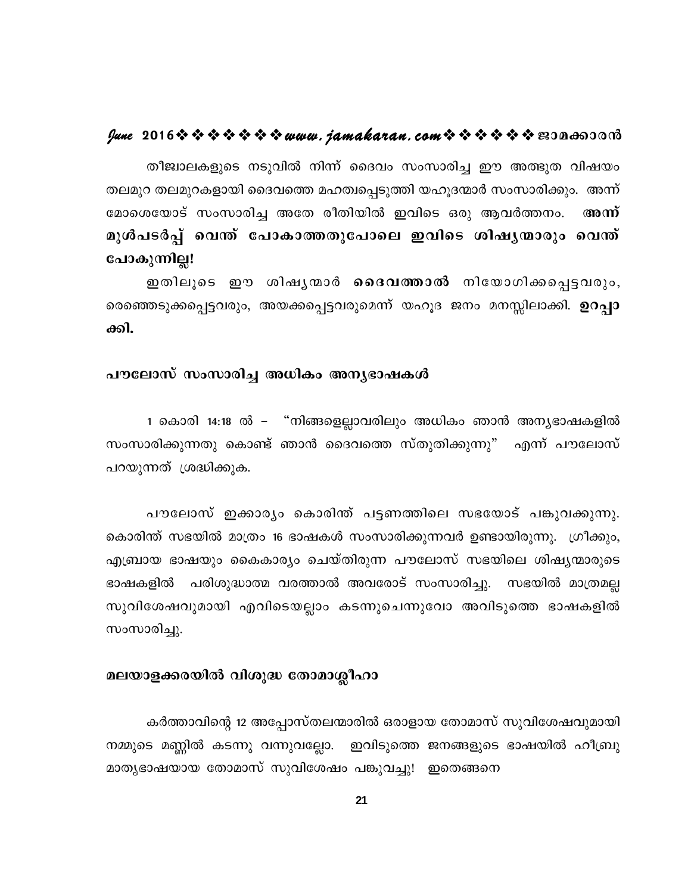തീജ്വാലകളുടെ നടുവിൽ നിന്ന് ദൈവം സംസാരിച്ച ഈ അത്ഭുത വിഷയം തലമുറ തലമുറകളായി ദൈവത്തെ മഹത്വപ്പെടുത്തി യഹൂദന്മാർ സംസാരിക്കും. അന്ന് മോശെയോട് സംസാരിച്ച അതേ രീതിയിൽ ഇവിടെ ഒരു ആവർത്തനം. **അന്ന് മുൾപടർപ്പ് വെന്ത് പോകാത്തതുപോലെ ഇവിടെ ശിഷ്യന്മാരും വെന്ത് പോകുന്നില്ല!**

ഇതിലൂടെ ഈ ശിഷ്യന്മാർ **ദൈവത്താൽ** നിയോഗിക്കപ്പെട്ടവരും, രെഞ്ഞെടുക്കപ്പെട്ടവരും, അയക്കപ്പെട്ടവരുമെന്ന് യഹൂദ ജനം മനസ്സിലാക്കി. **ഉറപ്പാക്കി.**

## പൗലോസ് സംസാരിച്ച അധികം അന്യഭാഷകൾ

1 കൊരി 14:18 ൽ – "നിങ്ങളെല്ലാവരിലും അധികം ഞാൻ അന്യഭാഷകളിൽ സംസാരിക്കുന്നതു കൊണ്ട് ഞാൻ ദൈവത്തെ സ്തുതിക്കുന്നു" എന്ന് പൗലോസ് പറയുന്നത് ശ്രദ്ധിക്കുക.

പൗലോസ് ഇക്കാര്യം കൊരിന്ത് പട്ടണത്തിലെ സഭയോട് പങ്കുവക്കുന്നു. കൊരിന്ത് സഭയിൽ മാത്രം 16 ഭാഷകൾ സംസാരിക്കുന്നവർ ഉണ്ടായിരുന്നു. ഗ്രീക്കും, എബ്രായ ഭാഷയും കൈകാര്യം ചെയ്തിരുന്ന പൗലോസ് സഭയിലെ ശിഷ്യന്മാരുടെ ഭാഷകളിൽ പരിശുദ്ധാത്മ വരത്താൽ അവരോട് സംസാരിച്ചു. സഭയിൽ മാത്രമല്ല സുവിശേഷവുമായി എവിടെയല്ലാം കടന്നുചെന്നുവോ അവിടുത്തെ ഭാഷകളിൽ സംസാരിച്ചു.

## മലയാളക്കരയിൽ വിശുദ്ധ തോമാശ്ലീഹാ

കർത്താവിന്റെ 12 അപ്പോസ്തലന്മാരിൽ ഒരാളായ തോമാസ് സുവിശേഷവുമായി നമ്മുടെ മണ്ണിൽ കടന്നു വന്നുവല്ലോ. ഇവിടുത്തെ ജനങ്ങളുടെ ഭാഷയിൽ ഹീബ്രു മാതൃഭാഷയായ തോമാസ് സുവിശേഷം പങ്കുവച്ചു! ഇതെങ്ങനെ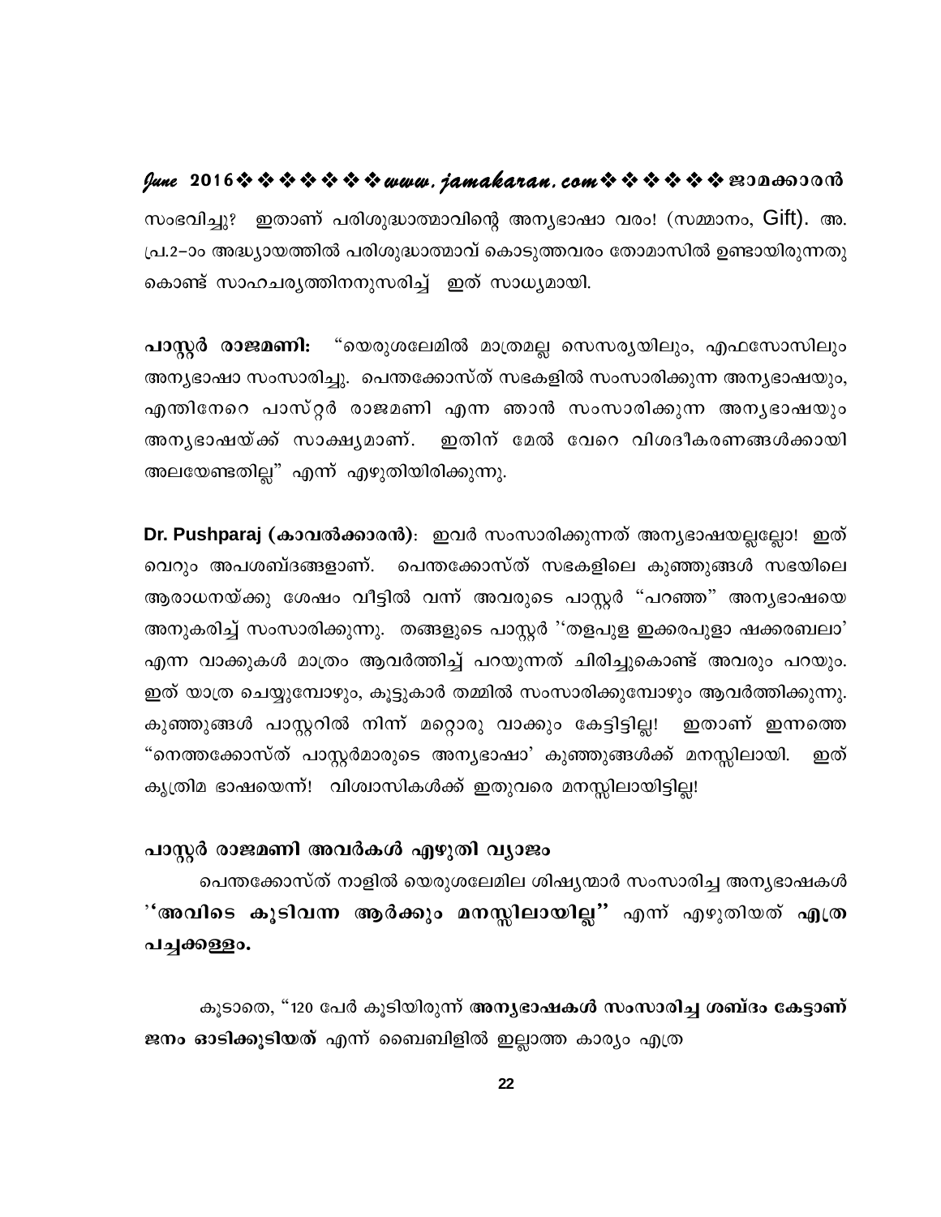സംഭവിച്ചു? ഇതാണ് പരിശുദ്ധാത്മാവിന്റെ അന്യഭാഷാ വരം! (സമ്മാനം, Gift). അ. പ്ര.2–ാം അദ്ധ്യായത്തിൽ പരിശുദ്ധാത്മാവ് കൊടുത്തവരം തോമാസിൽ ഉണ്ടായിരുന്നതു കൊണ്ട് സാഹചര്യത്തിനനുസരിച്ച് ഇത് സാധ്യമായി.

**പാസ്റ്റർ രാജമണി:** "യെരുശലേമിൽ മാത്രമല്ല സെസര്യയിലും, എഫസോസിലും അന്യഭാഷാ സംസാരിച്ചു. പെന്തക്കോസ്ത് സഭകളിൽ സംസാരിക്കുന്ന അന്യഭാഷയും, എന്തിനേറെ പാസ്റ്റർ രാജമണി എന്ന ഞാൻ സംസാരിക്കുന്ന അന്യഭാഷയും അന്യഭാഷയ്ക്ക് സാക്ഷ്യമാണ്. ഇതിന് മേൽ വേറെ വിശദീകരണങ്ങൾക്കായി അലയേണ്ടതില്ല" എന്ന് എഴുതിയിരിക്കുന്നു.

**Dr. Pushparaj (കാവൽക്കാരൻ)**: ഇവർ സംസാരിക്കുന്നത് അന്യഭാഷയല്ലല്ലോ! ഇത് വെറും അപശബ്ദങ്ങളാണ്. പെന്തക്കോസ്ത് സഭകളിലെ കുഞ്ഞുങ്ങൾ സഭയിലെ ആരാധനയ്ക്കു ശേഷം വീട്ടിൽ വന്ന് അവരുടെ പാസ്റ്റർ "പറഞ്ഞ" അന്യഭാഷയെ അനുകരിച്ച് സംസാരിക്കുന്നു. തങ്ങളുടെ പാസ്റ്റർ ''തളപുള ഇക്കരപുളാ ഷക്കരബലാ' എന്ന വാക്കുകൾ മാത്രം ആവർത്തിച്ച് പറയുന്നത് ചിരിച്ചുകൊണ്ട് അവരും പറയും. ഇത് യാത്ര ചെയ്യുമ്പോഴും, കൂട്ടുകാർ തമ്മിൽ സംസാരിക്കുമ്പോഴും ആവർത്തിക്കുന്നു. കുഞ്ഞുങ്ങൾ പാസ്റ്ററിൽ നിന്ന് മറ്റൊരു വാക്കും കേട്ടിട്ടില്ല! ഇതാണ് ഇന്നത്തെ "നെത്തക്കോസ്ത് പാസ്റ്റർമാരുടെ അന്യഭാഷാ' കുഞ്ഞുങ്ങൾക്ക് മനസ്സിലായി. ഇത് കൃത്രിമ ഭാഷയെന്ന്! വിശ്വാസികൾക്ക് ഇതുവരെ മനസ്സിലായിട്ടില്ല!

### പാസ്റ്റർ രാജമണി അവർകൾ എഴുതി വ്യാജം

പെന്തക്കോസ്ത് നാളിൽ യെരുശലേമില ശിഷ്യന്മാർ സംസാരിച്ച അന്യഭാഷകൾ **''അവിടെ കൂടിവന്ന ആർക്കും മനസ്സിലായില്ല''** എന്ന് എഴുതിയത് **എത്ര പച്ചക്കള്ളം.**

കൂടാതെ, "120 പേർ കൂടിയിരുന്ന് **അന്യഭാഷകൾ സംസാരിച്ച ശബ്ദം കേട്ടാണ് ജനം ഓടിക്കൂടിയത്** എന്ന് ബൈബിളിൽ ഇല്ലാത്ത കാര്യം എത്ര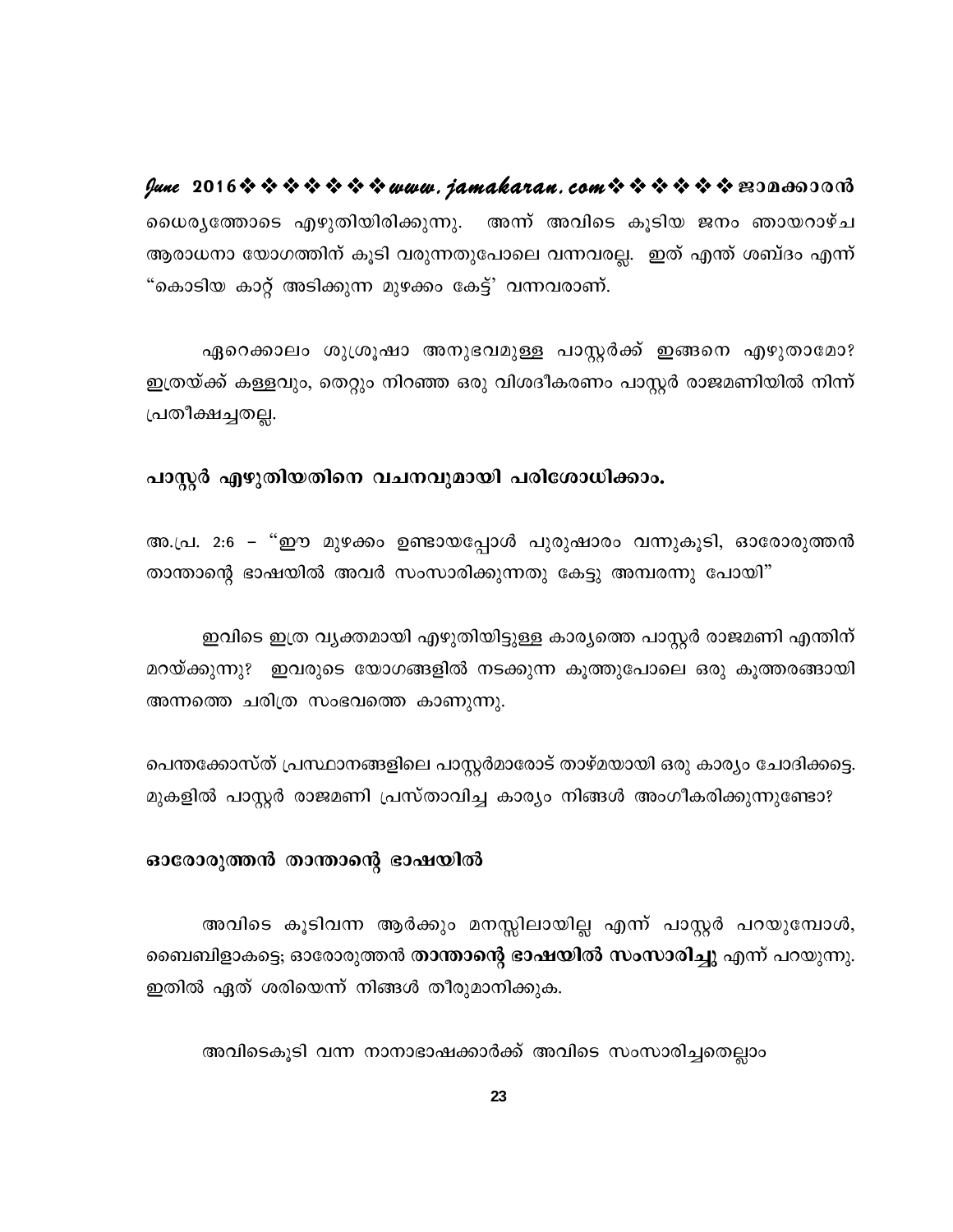ധൈര്യത്തോടെ എഴുതിയിരിക്കുന്നു. അന്ന് അവിടെ കൂടിയ ജനം ഞായറാഴ്ച ആരാധനാ യോഗത്തിന് കൂടി വരുന്നതുപോലെ വന്നവരല്ല. ഇത് എന്ത് ശബ്ദം എന്ന് "കൊടിയ കാറ്റ് അടിക്കുന്ന മുഴക്കം കേട്ട്' വന്നവരാണ്.

ഏറെക്കാലം ശുശ്രൂഷാ അനുഭവമുള്ള പാസ്റ്റർക്ക് ഇങ്ങനെ എഴുതാമോ? ഇത്രയ്ക്ക് കള്ളവും, തെറ്റും നിറഞ്ഞ ഒരു വിശദീകരണം പാസ്റ്റർ രാജമണിയിൽ നിന്ന് പ്രതീക്ഷച്ചതല്ല.

## പാസ്റ്റർ എഴുതിയതിനെ വചനവുമായി പരിശോധിക്കാം.

അ.പ്ര. 2:6 – "ഈ മുഴക്കം ഉണ്ടായപ്പോൾ പുരുഷാരം വന്നുകൂടി, ഓരോരുത്തൻ താന്താന്റെ ഭാഷയിൽ അവർ സംസാരിക്കുന്നതു കേട്ടു അമ്പരന്നു പോയി"

ഇവിടെ ഇത്ര വ്യക്തമായി എഴുതിയിട്ടുള്ള കാര്യത്തെ പാസ്റ്റർ രാജമണി എന്തിന് മറയ്ക്കുന്നു? ഇവരുടെ യോഗങ്ങളിൽ നടക്കുന്ന കൂത്തുപോലെ ഒരു കൂത്തരങ്ങായി അന്നത്തെ ചരിത്ര സംഭവത്തെ കാണുന്നു.

പെന്തക്കോസ്ത് പ്രസ്ഥാനങ്ങളിലെ പാസ്റ്റർമാരോട് താഴ്മയായി ഒരു കാര്യം ചോദിക്കട്ടെ. മുകളിൽ പാസ്റ്റർ രാജമണി പ്രസ്താവിച്ച കാര്യം നിങ്ങൾ അംഗീകരിക്കുന്നുണ്ടോ?

## ഓരോരുത്തൻ താന്താന്റെ ഭാഷയിൽ

അവിടെ കൂടിവന്ന ആർക്കും മനസ്സിലായില്ല എന്ന് പാസ്റ്റർ പറയുമ്പോൾ, ബൈബിളാകട്ടെ; ഓരോരുത്തൻ **താന്താന്റെ ഭാഷയിൽ സംസാരിച്ചു** എന്ന് പറയുന്നു. ഇതിൽ ഏത് ശരിയെന്ന് നിങ്ങൾ തീരുമാനിക്കുക.

അവിടെകൂടി വന്ന നാനാഭാഷക്കാർക്ക് അവിടെ സംസാരിച്ചതെല്ലാം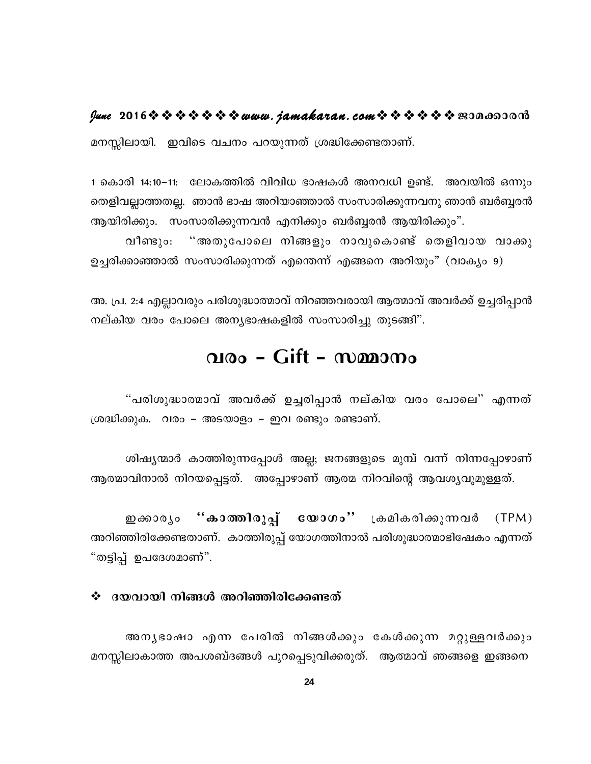മനസ്സിലായി. ഇവിടെ വചനം പറയുന്നത് ശ്രദ്ധിക്കേണ്ടതാണ്.

1 കൊരി 14:10–11: ലോകത്തിൽ വിവിധ ഭാഷകൾ അനവധി ഉണ്ട്. അവയിൽ ഒന്നും തെളിവല്ലാത്തതല്ല. ഞാൻ ഭാഷ അറിയാഞ്ഞാൽ സംസാരിക്കുന്നവനു ഞാൻ ബർബ്ബരൻ ആയിരിക്കും. സംസാരിക്കുന്നവൻ എനിക്കും ബർബ്ബരൻ ആയിരിക്കും".

വീണ്ടും: "അതുപോലെ നിങ്ങളും നാവുകൊണ്ട് തെളിവായ വാക്കു ഉച്ചരിക്കാഞ്ഞാൽ സംസാരിക്കുന്നത് എന്തെന്ന് എങ്ങനെ അറിയും" (വാക്യം 9)

അ. പ്ര. 2:4 എല്ലാവരും പരിശുദ്ധാത്മാവ് നിറഞ്ഞവരായി ആത്മാവ് അവർക്ക് ഉച്ചരിപ്പാൻ നല്കിയ വരം പോലെ അന്യഭാഷകളിൽ സംസാരിച്ചു തുടങ്ങി".

# വരം – Gift – സമ്മാനം

"പരിശുദ്ധാത്മാവ് അവർക്ക് ഉച്ചരിപ്പാൻ നല്കിയ വരം പോലെ" എന്നത് ശ്രദ്ധിക്കുക. വരം – അടയാളം – ഇവ രണ്ടും രണ്ടാണ്.

ശിഷ്യന്മാർ കാത്തിരുന്നപ്പോൾ അല്ല; ജനങ്ങളുടെ മുമ്പ് വന്ന് നിന്നപ്പോഴാണ് ആത്മാവിനാൽ നിറയപ്പെട്ടത്. അപ്പോഴാണ് ആത്മ നിറവിന്റെ ആവശ്യവുമുള്ളത്.

ഇക്കാര്യം **"കാത്തിരുപ്പ് യോഗം"** ക്രമികരിക്കുന്നവർ (TPM) അറിഞ്ഞിരിക്കേണ്ടതാണ്. കാത്തിരുപ്പ് യോഗത്തിനാൽ പരിശുദ്ധാത്മാഭിഷേകം എന്നത് "തട്ടിപ്പ് ഉപദേശമാണ്".

❖ **ദയവായി നിങ്ങൾ അറിഞ്ഞിരിക്കേണ്ടത്**

അന്യഭാഷാ എന്ന പേരിൽ നിങ്ങൾക്കും കേൾക്കുന്ന മറ്റുള്ളവർക്കും മനസ്സിലാകാത്ത അപശബ്ദങ്ങൾ പുറപ്പെടുവിക്കരുത്. ആത്മാവ് ഞങ്ങളെ ഇങ്ങനെ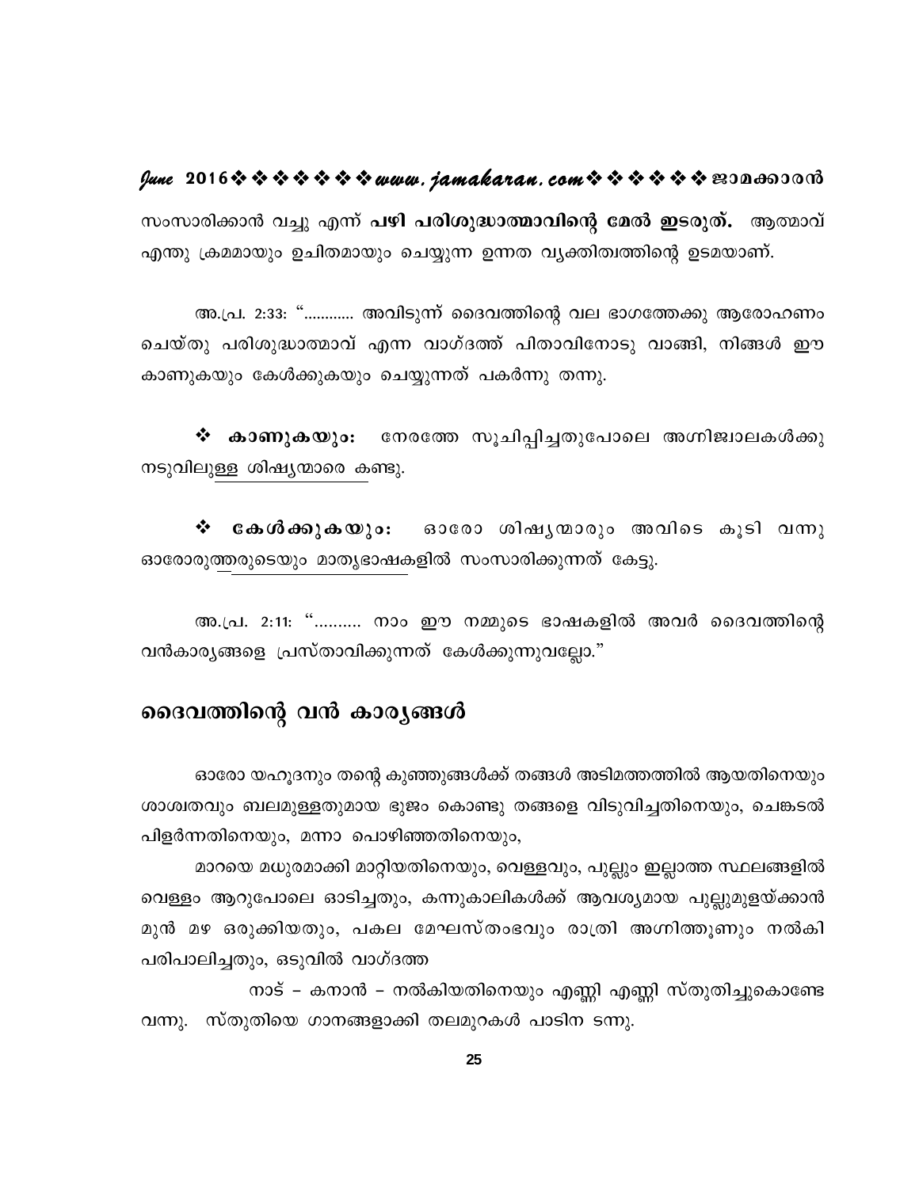സംസാരിക്കാൻ വച്ചു എന്ന് **പഴി പരിശുദ്ധാത്മാവിന്റെ മേൽ ഇടരുത്.** ആത്മാവ് എന്തു ക്രമമായും ഉചിതമായും ചെയ്യുന്ന ഉന്നത വ്യക്തിത്വത്തിന്റെ ഉടമയാണ്.

അ.പ്ര. 2:33: "........... അവിടുന്ന് ദൈവത്തിന്റെ വല ഭാഗത്തേക്കു ആരോഹണം ചെയ്തു പരിശുദ്ധാത്മാവ് എന്ന വാഗ്ദത്ത് പിതാവിനോടു വാങ്ങി, നിങ്ങൾ ഈ കാണുകയും കേൾക്കുകയും ചെയ്യുന്നത് പകർന്നു തന്നു.

❖ **കാണുകയും:** നേരത്തേ സൂചിപ്പിച്ചതുപോലെ അഗ്നിജ്വാലകൾക്കു നടുവിലുള്ള ശിഷ്യന്മാരെ കണ്ടു.

❖ **കേൾക്കുകയും:** ഓരോ ശിഷ്യന്മാരും അവിടെ കൂടി വന്നു ഓരോരുത്തരുടെയും മാതൃഭാഷകളിൽ സംസാരിക്കുന്നത് കേട്ടു.

അ.പ്ര. 2:11: "......... നാം ഈ നമ്മുടെ ഭാഷകളിൽ അവർ ദൈവത്തിന്റെ വൻകാര്യങ്ങളെ പ്രസ്താവിക്കുന്നത് കേൾക്കുന്നുവല്ലോ."

## ദൈവത്തിന്റെ വൻ കാര്യങ്ങൾ

ഓരോ യഹൂദനും തന്റെ കുഞ്ഞുങ്ങൾക്ക് തങ്ങൾ അടിമത്തത്തിൽ ആയതിനെയും ശാശ്വതവും ബലമുള്ളതുമായ ഭുജം കൊണ്ടു തങ്ങളെ വിടുവിച്ചതിനെയും, ചെങ്കടൽ പിളർന്നതിനെയും, മന്നാ പൊഴിഞ്ഞതിനെയും,

മാറയെ മധുരമാക്കി മാറ്റിയതിനെയും, വെള്ളവും, പുല്ലും ഇല്ലാത്ത സ്ഥലങ്ങളിൽ വെള്ളം ആറുപോലെ ഓടിച്ചതും, കന്നുകാലികൾക്ക് ആവശ്യമായ പുല്ലുമുളയ്ക്കാൻ മുൻ മഴ ഒരുക്കിയതും, പകല മേഘസ്തംഭവും രാത്രി അഗ്നിത്തൂണും നൽകി പരിപാലിച്ചതും, ഒടുവിൽ വാഗ്ദത്ത

നാട് – കനാൻ – നൽകിയതിനെയും എണ്ണി എണ്ണി സ്തുതിച്ചുകൊണ്ടേ വന്നു. സ്തുതിയെ ഗാനങ്ങളാക്കി തലമുറകൾ പാടിന ടന്നു.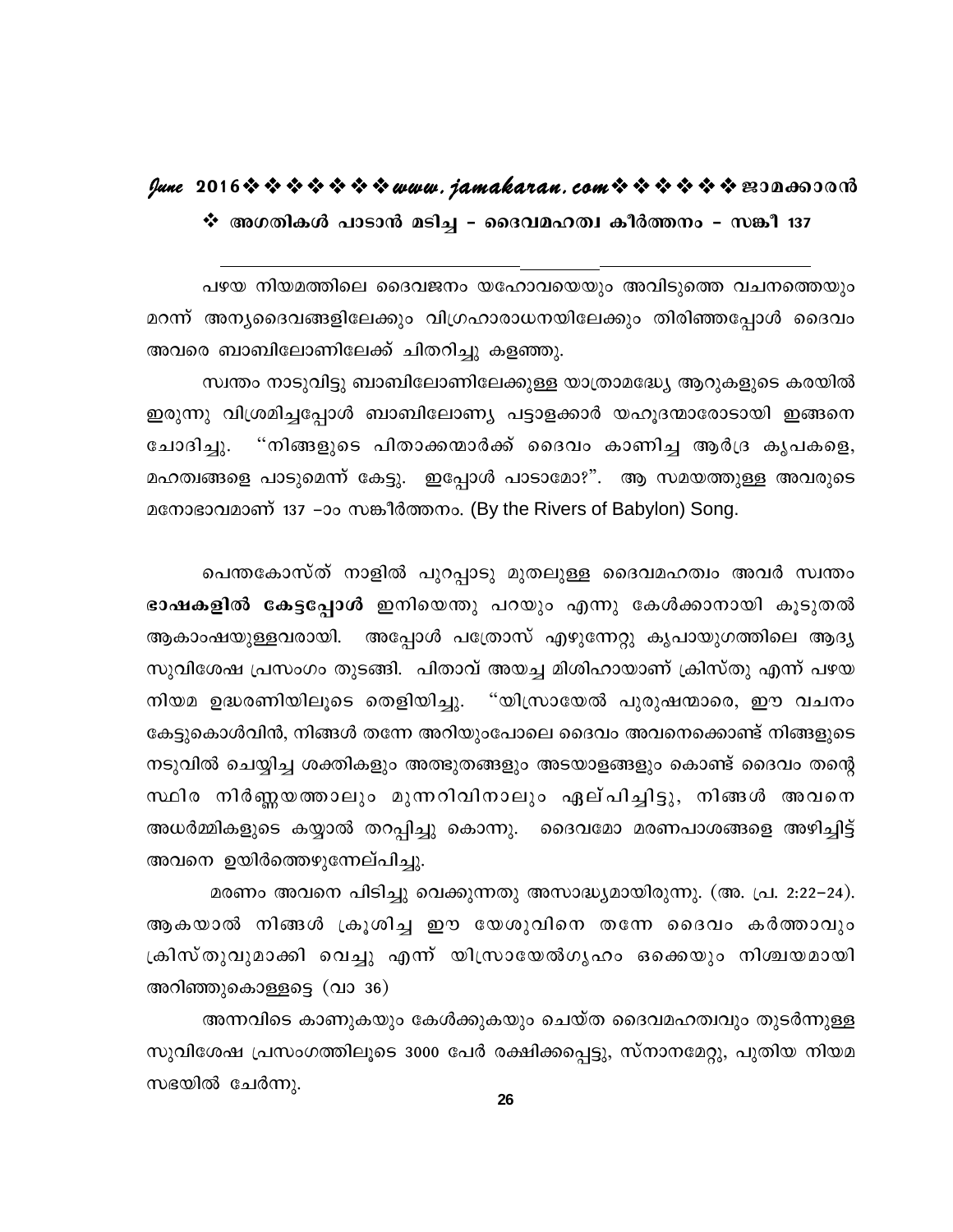❖ അഗതികൾ പാടാൻ മടിച്ച – ദൈവമഹത്വ കീർത്തനം – സങ്കീ 137

പഴയ നിയമത്തിലെ ദൈവജനം യഹോവയെയും അവിടുത്തെ വചനത്തെയും മറന്ന് അന്യദൈവങ്ങളിലേക്കും വിഗ്രഹാരാധനയിലേക്കും തിരിഞ്ഞപ്പോൾ ദൈവം അവരെ ബാബിലോണിലേക്ക് ചിതറിച്ചു കളഞ്ഞു.

സ്വന്തം നാടുവിട്ടു ബാബിലോണിലേക്കുള്ള യാത്രാമദ്ധ്യേ ആറുകളുടെ കരയിൽ ഇരുന്നു വിശ്രമിച്ചപ്പോൾ ബാബിലോണ്യ പട്ടാളക്കാർ യഹൂദന്മാരോടായി ഇങ്ങനെ ചോദിച്ചു. "നിങ്ങളുടെ പിതാക്കന്മാർക്ക് ദൈവം കാണിച്ച ആർദ്ര കൃപകളെ, മഹത്വങ്ങളെ പാടുമെന്ന് കേട്ടു. ഇപ്പോൾ പാടാമോ?". ആ സമയത്തുള്ള അവരുടെ മനോഭാവമാണ് 137 –ാം സങ്കീർത്തനം. (By the Rivers of Babylon) Song.

പെന്തകോസ്ത് നാളിൽ പുറപ്പാടു മുതലുള്ള ദൈവമഹത്വം അവർ സ്വന്തം **ഭാഷകളിൽ കേട്ടപ്പോൾ** ഇനിയെന്തു പറയും എന്നു കേൾക്കാനായി കൂടുതൽ ആകാംഷയുള്ളവരായി. അപ്പോൾ പത്രോസ് എഴുന്നേറ്റു കൃപായുഗത്തിലെ ആദ്യ സുവിശേഷ പ്രസംഗം തുടങ്ങി. പിതാവ് അയച്ച മിശിഹായാണ് ക്രിസ്തു എന്ന് പഴയ നിയമ ഉദ്ധരണിയിലൂടെ തെളിയിച്ചു. "യിസ്രായേൽ പുരുഷന്മാരെ, ഈ വചനം കേട്ടുകൊൾവിൻ, നിങ്ങൾ തന്നേ അറിയുംപോലെ ദൈവം അവനെക്കൊണ്ട് നിങ്ങളുടെ നടുവിൽ ചെയ്യിച്ച ശക്തികളും അത്ഭുതങ്ങളും അടയാളങ്ങളും കൊണ്ട് ദൈവം തന്റെ സ്ഥിര നിർണ്ണയത്താലും മുന്നറിവിനാലും ഏല്പിച്ചിട്ടു, നിങ്ങൾ അവനെ അധർമ്മികളുടെ കയ്യാൽ തറപ്പിച്ചു കൊന്നു. ദൈവമോ മരണപാശങ്ങളെ അഴിച്ചിട്ട് അവനെ ഉയിർത്തെഴുന്നേല്പിച്ചു.

മരണം അവനെ പിടിച്ചു വെക്കുന്നതു അസാദ്ധ്യമായിരുന്നു. (അ. പ്ര. 2:22–24). ആകയാൽ നിങ്ങൾ ക്രൂശിച്ച ഈ യേശുവിനെ തന്നേ ദൈവം കർത്താവും ക്രിസ്തുവുമാക്കി വെച്ചു എന്ന് യിസ്രായേൽഗൃഹം ഒക്കെയും നിശ്ചയമായി അറിഞ്ഞുകൊള്ളട്ടെ (വാ 36)

അന്നവിടെ കാണുകയും കേൾക്കുകയും ചെയ്ത ദൈവമഹത്വവും തുടർന്നുള്ള സുവിശേഷ പ്രസംഗത്തിലൂടെ 3000 പേർ രക്ഷിക്കപ്പെട്ടു, സ്നാനമേറ്റു, പുതിയ നിയമ സഭയിൽ ചേർന്നു.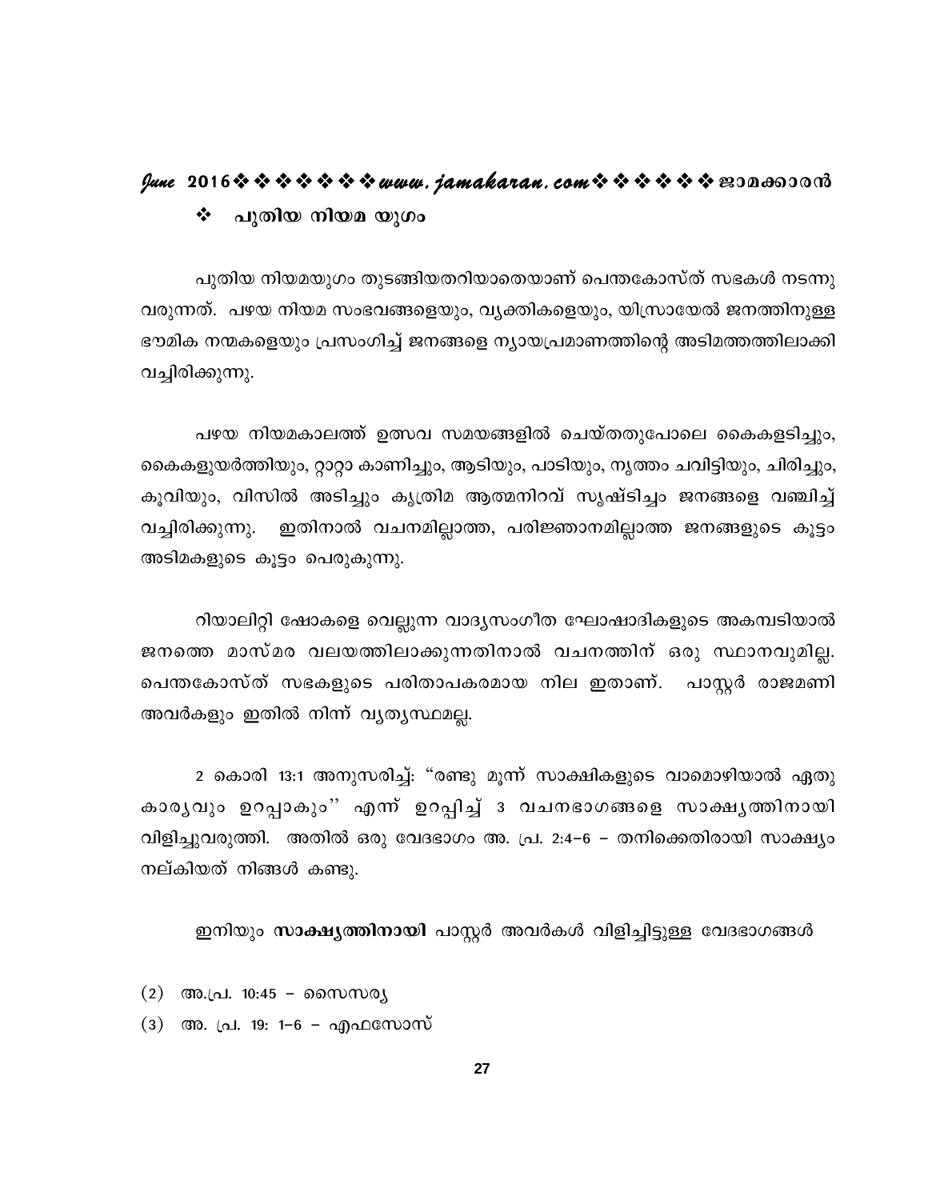## ❖ പുതിയ നിയമ യുഗം

പുതിയ നിയമയുഗം തുടങ്ങിയതറിയാതെയാണ് പെന്തകോസ്ത് സഭകൾ നടന്നു വരുന്നത്. പഴയ നിയമ സംഭവങ്ങളെയും, വ്യക്തികളെയും, യിസ്രായേൽ ജനത്തിനുള്ള ഭൗമിക നന്മകളെയും പ്രസംഗിച്ച് ജനങ്ങളെ ന്യായപ്രമാണത്തിന്റെ അടിമത്തത്തിലാക്കി വച്ചിരിക്കുന്നു.

പഴയ നിയമകാലത്ത് ഉത്സവ സമയങ്ങളിൽ ചെയ്തതുപോലെ കൈകളടിച്ചും, കൈകളുയർത്തിയും, റ്റാറ്റാ കാണിച്ചും, ആടിയും, പാടിയും, നൃത്തം ചവിട്ടിയും, ചിരിച്ചും, കൂവിയും, വിസിൽ അടിച്ചും കൃത്രിമ ആത്മനിറവ് സൃഷ്ടിച്ചും ജനങ്ങളെ വഞ്ചിച്ച് വച്ചിരിക്കുന്നു. ഇതിനാൽ വചനമില്ലാത്ത, പരിജ്ഞാനമില്ലാത്ത ജനങ്ങളുടെ കൂട്ടം അടിമകളുടെ കൂട്ടം പെരുകുന്നു.

റിയാലിറ്റി ഷോകളെ വെല്ലുന്ന വാദ്യസംഗീത ഘോഷാദികളുടെ അകമ്പടിയാൽ ജനത്തെ മാസ്മര വലയത്തിലാക്കുന്നതിനാൽ വചനത്തിന് ഒരു സ്ഥാനവുമില്ല. പെന്തകോസ്ത് സഭകളുടെ പരിതാപകരമായ നില ഇതാണ്. പാസ്റ്റർ രാജമണി അവർകളും ഇതിൽ നിന്ന് വ്യത്യസ്ഥമല്ല.

2 കൊരി 13:1 അനുസരിച്ച്: "രണ്ടു മൂന്ന് സാക്ഷികളുടെ വാമൊഴിയാൽ ഏതു കാര്യവും ഉറപ്പാകും'' എന്ന് ഉറപ്പിച്ച് 3 വചനഭാഗങ്ങളെ സാക്ഷ്യത്തിനായി വിളിച്ചുവരുത്തി. അതിൽ ഒരു വേദഭാഗം അ. പ്ര. 2:4–6 – തനിക്കെതിരായി സാക്ഷ്യം നല്കിയത് നിങ്ങൾ കണ്ടു.

ഇനിയും **സാക്ഷ്യത്തിനായി** പാസ്റ്റർ അവർകൾ വിളിച്ചിട്ടുള്ള വേദഭാഗങ്ങൾ

(2) അ.പ്ര. 10:45 – സൈസര്യ

(3) അ. പ്ര. 19: 1–6 – എഫസോസ്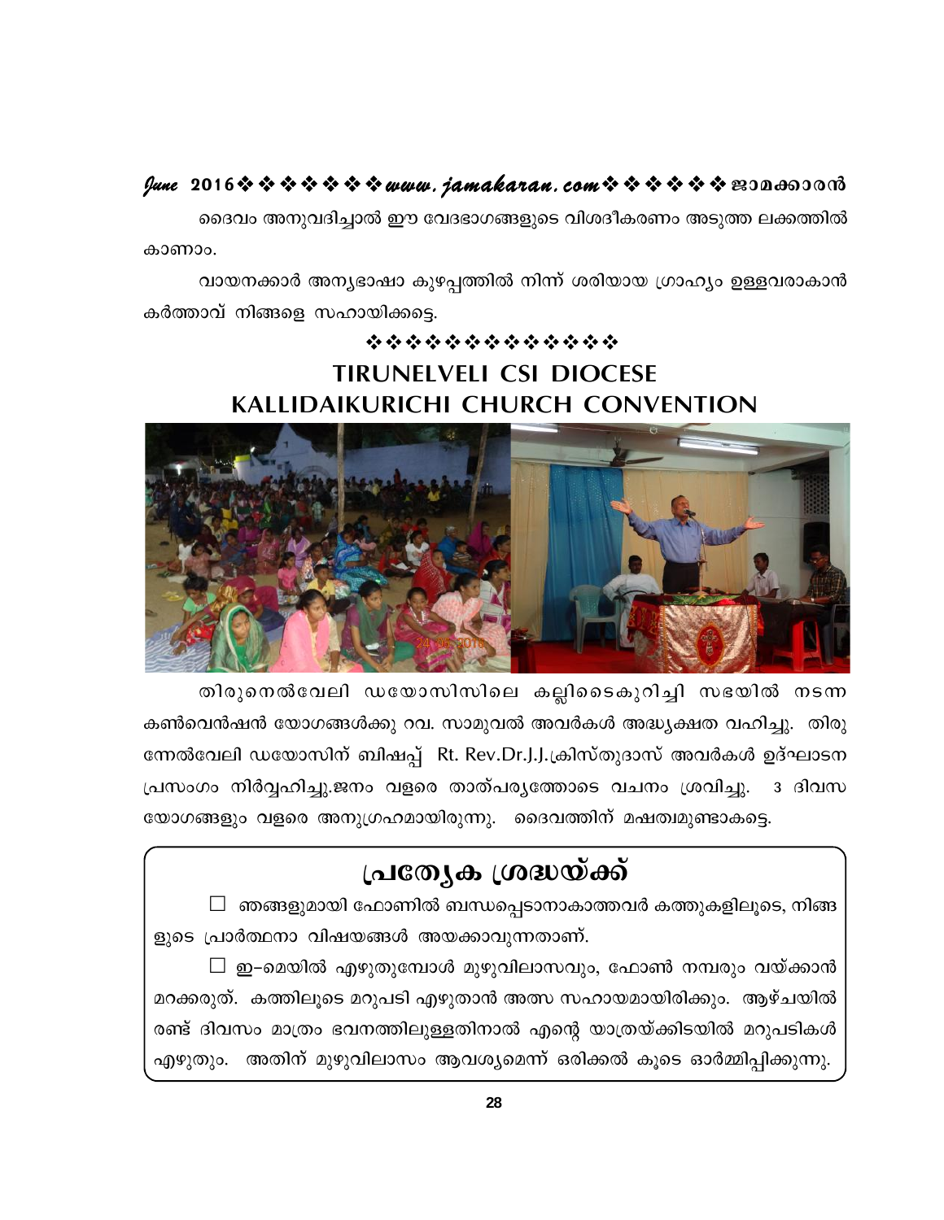ദൈവം അനുവദിച്ചാൽ ഈ വേദഭാഗങ്ങളുടെ വിശദീകരണം അടുത്ത ലക്കത്തിൽ കാണാം.

വായനക്കാർ അന്യഭാഷാ കുഴപ്പത്തിൽ നിന്ന് ശരിയായ ഗ്രാഹ്യം ഉള്ളവരാകാൻ കർത്താവ് നിങ്ങളെ സഹായിക്കട്ടെ.

❖❖❖❖❖❖❖❖❖❖❖❖❖❖

## TIRUNELVELI CSI DIOCESE
## KALLIDAIKURICHI CHURCH CONVENTION

തിരുനെൽവേലി ഡയോസിസിലെ കല്ലിടൈകുറിച്ചി സഭയിൽ നടന്ന കൺവെൻഷൻ യോഗങ്ങൾക്കു റവ. സാമുവൽ അവർകൾ അദ്ധ്യക്ഷത വഹിച്ചു. തിരുന്നേൽവേലി ഡയോസിന് ബിഷപ്പ് Rt. Rev.Dr.J.J.ക്രിസ്തുദാസ് അവർകൾ ഉദ്ഘാടന പ്രസംഗം നിർവ്വഹിച്ചു.ജനം വളരെ താത്പര്യത്തോടെ വചനം ശ്രവിച്ചു. 3 ദിവസ യോഗങ്ങളും വളരെ അനുഗ്രഹമായിരുന്നു. ദൈവത്തിന് മഹത്വമുണ്ടാകട്ടെ.

## പ്രത്യേക ശ്രദ്ധയ്ക്ക്

☐ ഞങ്ങളുമായി ഫോണിൽ ബന്ധപ്പെടാനാകാത്തവർ കത്തുകളിലൂടെ, നിങ്ങളുടെ പ്രാർത്ഥനാ വിഷയങ്ങൾ അയക്കാവുന്നതാണ്.

☐ ഇ–മെയിൽ എഴുതുമ്പോൾ മുഴുവിലാസവും, ഫോൺ നമ്പരും വയ്ക്കാൻ മറക്കരുത്. കത്തിലൂടെ മറുപടി എഴുതാൻ അത് സഹായമായിരിക്കും. ആഴ്ചയിൽ രണ്ട് ദിവസം മാത്രം ഭവനത്തിലുള്ളതിനാൽ എന്റെ യാത്രയ്ക്കിടയിൽ മറുപടികൾ എഴുതും. അതിന് മുഴുവിലാസം ആവശ്യമെന്ന് ഒരിക്കൽ കൂടെ ഓർമ്മിപ്പിക്കുന്നു.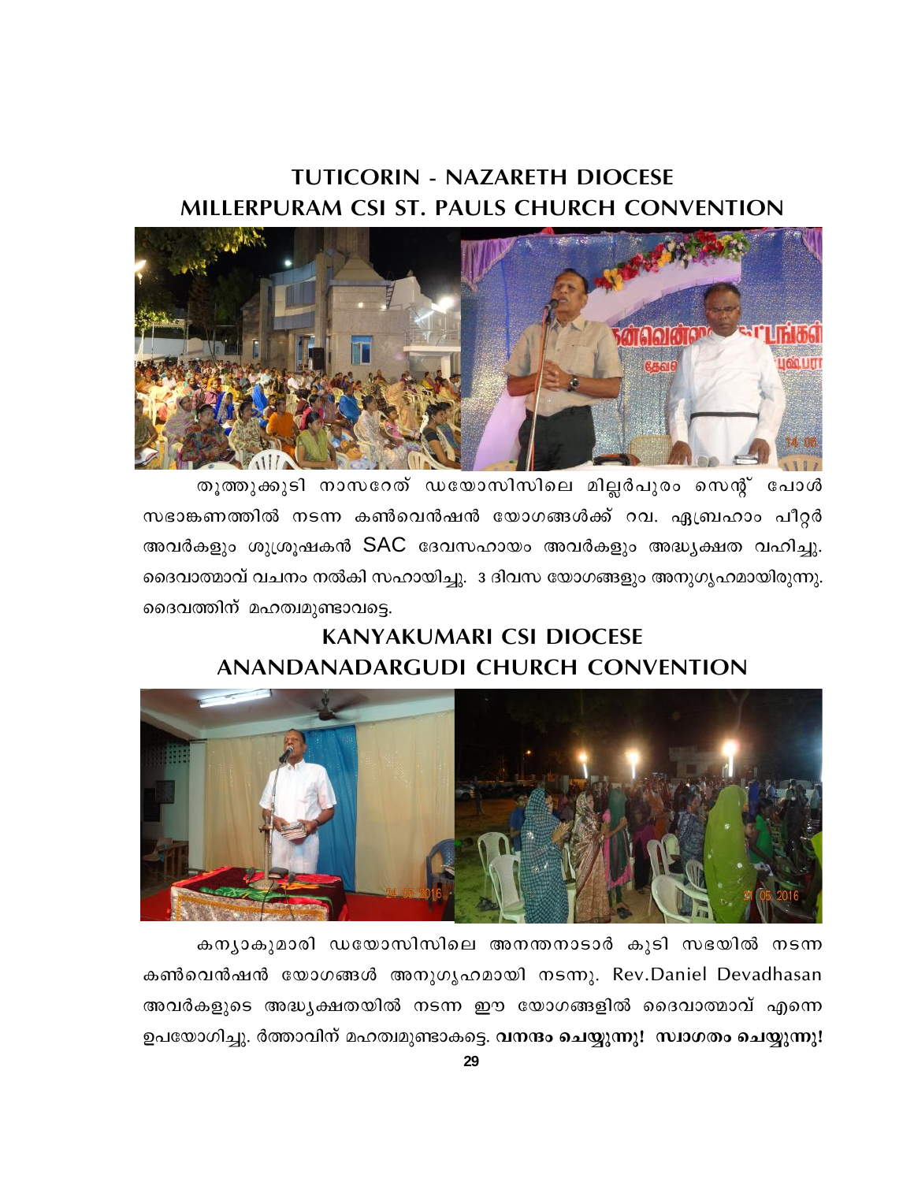## TUTICORIN - NAZARETH DIOCESE
## MILLERPURAM CSI ST. PAULS CHURCH CONVENTION

തൂത്തുക്കുടി നാസറേത് ഡയോസിസിലെ മില്ലർപുരം സെന്റ് പോൾ സഭാങ്കണത്തിൽ നടന്ന കൺവെൻഷൻ യോഗങ്ങൾക്ക് റവ. ഏബ്രഹാം പീറ്റർ അവർകളും ശുശ്രൂഷകൻ SAC ദേവസഹായം അവർകളും അദ്ധ്യക്ഷത വഹിച്ചു. ദൈവാത്മാവ് വചനം നൽകി സഹായിച്ചു. 3 ദിവസ യോഗങ്ങളും അനുഗൃഹമായിരുന്നു. ദൈവത്തിന് മഹത്വമുണ്ടാവട്ടെ.

## KANYAKUMARI CSI DIOCESE
## ANANDANADARGUDI CHURCH CONVENTION

കന്യാകുമാരി ഡയോസിസിലെ അനന്തനാടാർ കുടി സഭയിൽ നടന്ന കൺവെൻഷൻ യോഗങ്ങൾ അനുഗൃഹമായി നടന്നു. Rev.Daniel Devadhasan അവർകളുടെ അദ്ധ്യക്ഷതയിൽ നടന്ന ഈ യോഗങ്ങളിൽ ദൈവാത്മാവ് എന്നെ ഉപയോഗിച്ചു. ർത്താവിന് മഹത്വമുണ്ടാകട്ടെ. **വനന്ദം ചെയ്യുന്നു! സ്വാഗതം ചെയ്യുന്നു!**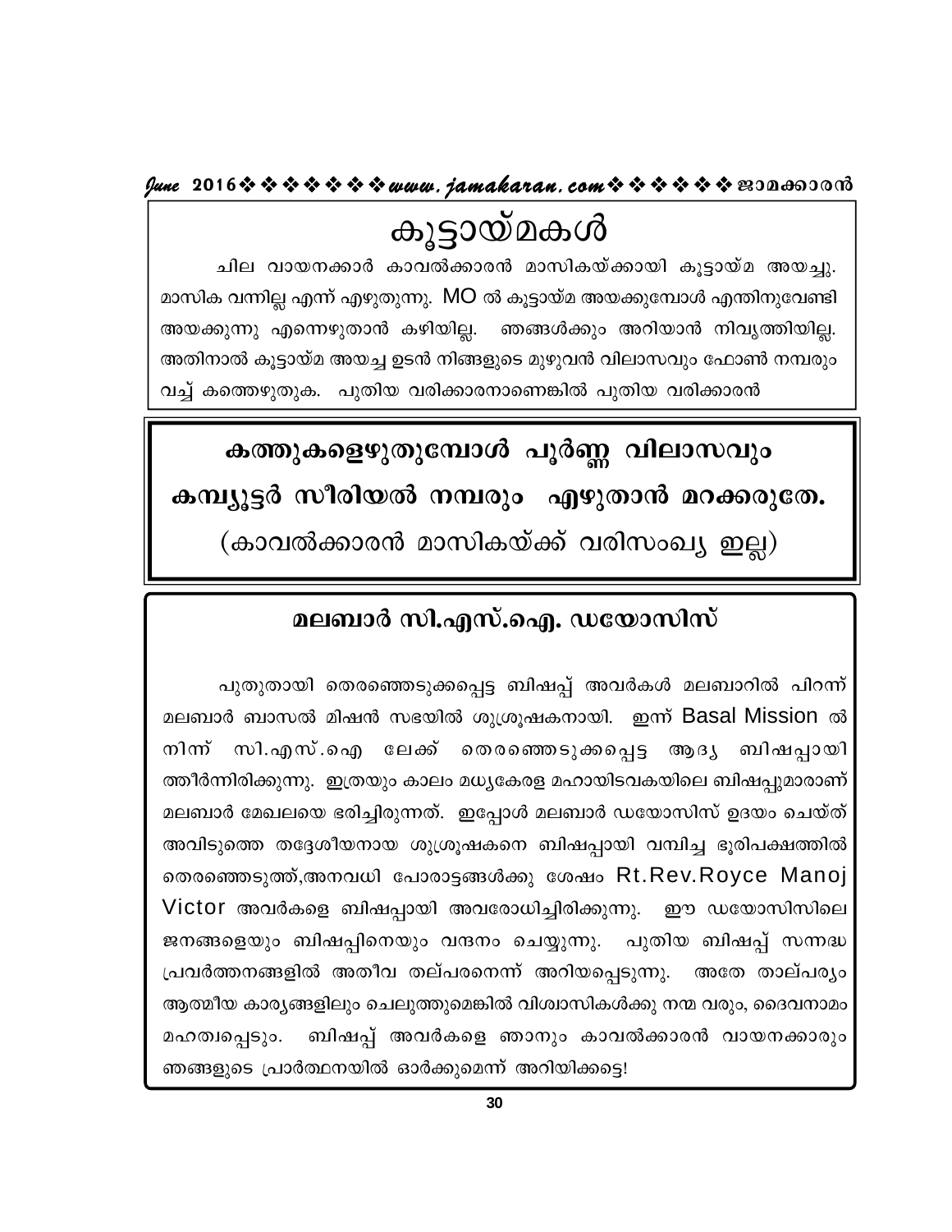# കൂട്ടായ്മകൾ

ചില വായനക്കാർ കാവൽക്കാരൻ മാസികയ്ക്കായി കൂട്ടായ്മ അയച്ചു. മാസിക വന്നില്ല എന്ന് എഴുതുന്നു. MO ൽ കൂട്ടായ്മ അയക്കുമ്പോൾ എന്തിനുവേണ്ടി അയക്കുന്നു എന്നെഴുതാൻ കഴിയില്ല. ഞങ്ങൾക്കും അറിയാൻ നിവൃത്തിയില്ല. അതിനാൽ കൂട്ടായ്മ അയച്ച ഉടൻ നിങ്ങളുടെ മുഴുവൻ വിലാസവും ഫോൺ നമ്പരും വച്ച് കത്തെഴുതുക. പുതിയ വരിക്കാരനാണെങ്കിൽ പുതിയ വരിക്കാരൻ

**കത്തുകളെഴുതുമ്പോൾ പൂർണ്ണ വിലാസവും**
**കമ്പ്യൂട്ടർ സീരിയൽ നമ്പരും എഴുതാൻ മറക്കരുതേ.**

(കാവൽക്കാരൻ മാസികയ്ക്ക് വരിസംഖ്യ ഇല്ല)

## മലബാർ സി.എസ്.ഐ. ഡയോസിസ്

പുതുതായി തെരഞ്ഞെടുക്കപ്പെട്ട ബിഷപ്പ് അവർകൾ മലബാറിൽ പിറന്ന് മലബാർ ബാസൽ മിഷൻ സഭയിൽ ശുശ്രൂഷകനായി. ഇന്ന് Basal Mission ൽ നിന്ന് സി.എസ്.ഐ ലേക്ക് തെരഞ്ഞെടുക്കപ്പെട്ട ആദ്യ ബിഷപ്പായി ത്തീർന്നിരിക്കുന്നു. ഇത്രയും കാലം മധ്യകേരള മഹായിടവകയിലെ ബിഷപ്പുമാരാണ് മലബാർ മേഖലയെ ഭരിച്ചിരുന്നത്. ഇപ്പോൾ മലബാർ ഡയോസിസ് ഉദയം ചെയ്ത് അവിടുത്തെ തദ്ദേശീയനായ ശുശ്രൂഷകനെ ബിഷപ്പായി വമ്പിച്ച ഭൂരിപക്ഷത്തിൽ തെരഞ്ഞെടുത്ത്,അനവധി പോരാട്ടങ്ങൾക്കു ശേഷം Rt.Rev.Royce Manoj Victor അവർകളെ ബിഷപ്പായി അവരോധിച്ചിരിക്കുന്നു. ഈ ഡയോസിസിലെ ജനങ്ങളെയും ബിഷപ്പിനെയും വന്ദനം ചെയ്യുന്നു. പുതിയ ബിഷപ്പ് സന്നദ്ധ പ്രവർത്തനങ്ങളിൽ അതീവ തല്പരനെന്ന് അറിയപ്പെടുന്നു. അതേ താല്പര്യം ആത്മീയ കാര്യങ്ങളിലും ചെലുത്തുമെങ്കിൽ വിശ്വാസികൾക്കു നന്മ വരും, ദൈവനാമം മഹത്വപ്പെടും. ബിഷപ്പ് അവർകളെ ഞാനും കാവൽക്കാരൻ വായനക്കാരും ഞങ്ങളുടെ പ്രാർത്ഥനയിൽ ഓർക്കുമെന്ന് അറിയിക്കട്ടെ!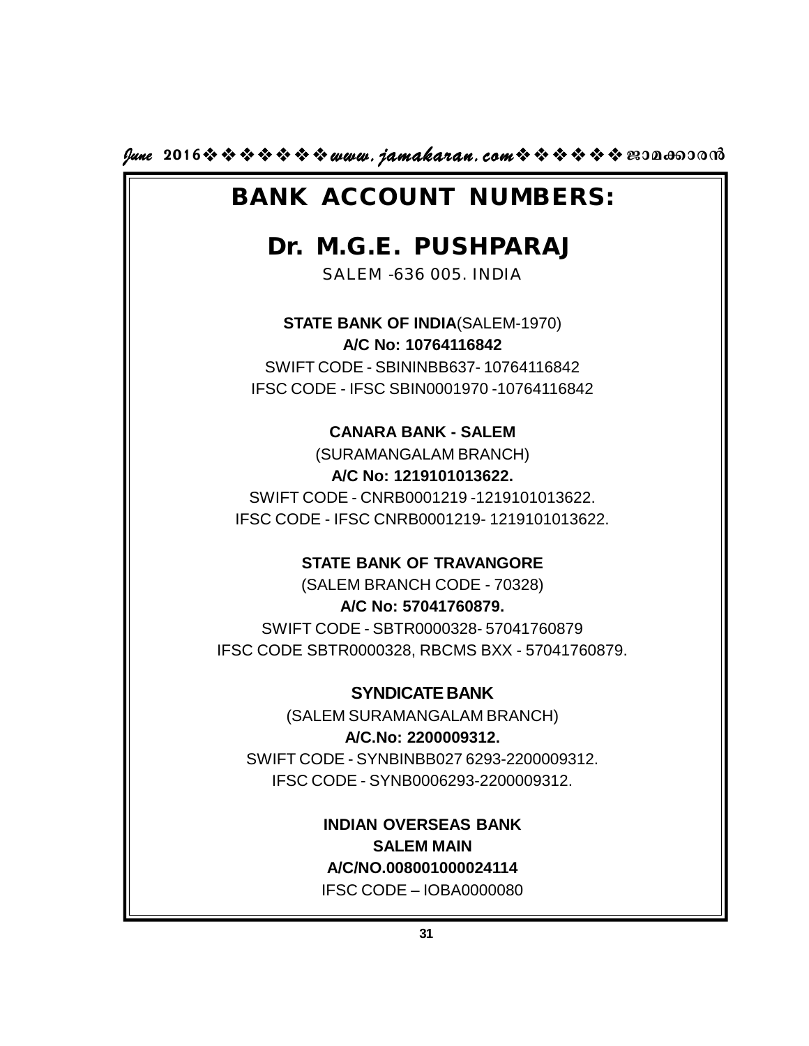# BANK ACCOUNT NUMBERS:

## Dr. M.G.E. PUSHPARAJ

SALEM -636 005. INDIA

**STATE BANK OF INDIA**(SALEM-1970)
**A/C No: 10764116842**
SWIFT CODE - SBININBB637- 10764116842
IFSC CODE - IFSC SBIN0001970 -10764116842

**CANARA BANK - SALEM**
(SURAMANGALAM BRANCH)
**A/C No: 1219101013622.**
SWIFT CODE - CNRB0001219 -1219101013622.
IFSC CODE - IFSC CNRB0001219- 1219101013622.

**STATE BANK OF TRAVANGORE**
(SALEM BRANCH CODE - 70328)
**A/C No: 57041760879.**
SWIFT CODE - SBTR0000328- 57041760879
IFSC CODE SBTR0000328, RBCMS BXX - 57041760879.

**SYNDICATE BANK**
(SALEM SURAMANGALAM BRANCH)
**A/C.No: 2200009312.**
SWIFT CODE - SYNBINBB027 6293-2200009312.
IFSC CODE - SYNB0006293-2200009312.

**INDIAN OVERSEAS BANK**
**SALEM MAIN**
**A/C/NO.008001000024114**
IFSC CODE – IOBA0000080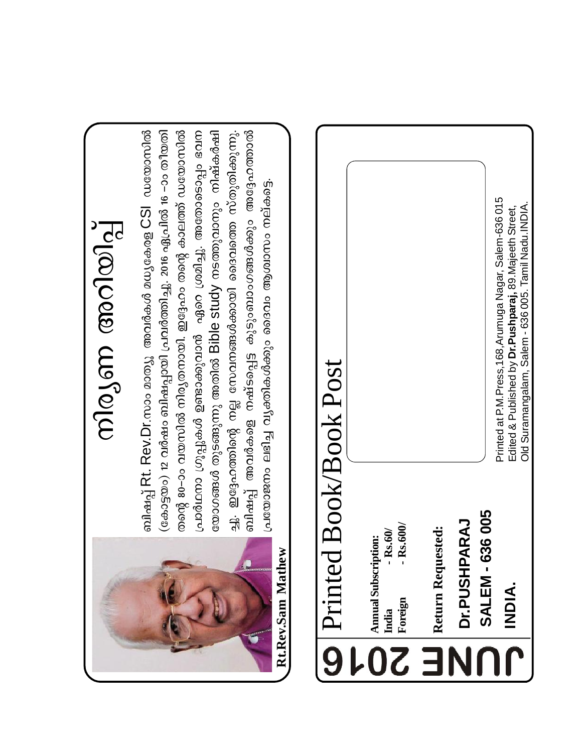# നിര്യാണ അറിയിപ്പ്

Rt.Rev.Sam Mathew

ബിഷപ്പ് Rt. Rev.Dr.സാം മാത്യൂ അവർകൾ മധ്യകേരള CSI ഡയോസിസിൽ (കോട്ടയം) 12 വർഷം ബിഷപ്പായി പ്രവർത്തിച്ചു. 2016 ഏപ്രിൽ 16 –ാം തീയതി തന്റെ 80–ാം വയസിൽ നിര്യാതനായി. ഇദ്ദേഹം തന്റെ കാലത്ത് ഡയോസിസിൽ പ്രാർഥനാ ഗ്രൂപ്പുകൾ ഉണ്ടാക്കുവാൻ ഏറെ ശ്രമിച്ചു. അതോടൊപ്പം ഭവന യോഗങ്ങൾ തുടങ്ങുന്നു; അതിൽ Bible study നടത്തുവാനും നിഷ്കർഷിച്ചു. ഇദ്ദേഹത്തിന്റെ നല്ല സേവനങ്ങൾക്കായി ദൈവത്തെ സ്തുതിക്കുന്നു; ബിഷപ്പ് അവർകളെ നഷ്ടപ്പെട്ട കുടുംബാംഗങ്ങൾക്കും അദ്ദേഹത്താൽ പ്രയോജനം ലഭിച്ച വ്യക്തികൾക്കും ദൈവം ആശ്വാസം നല്കട്ടെ.

JUNE 2016

## Printed Book/Book Post

**Annual Subscription:**
**India - Rs.60/**
**Foreign - Rs.600/**

**Return Requested:**

**Dr.PUSHPARAJ**
**SALEM - 636 005**
**INDIA.**

Printed at P.M.Press,168,Arumuga Nagar, Salem-636 015
Edited & Published by **Dr.Pushparaj,** 89.Majeeth Street,
Old Suramangalam, Salem - 636 005. Tamil Nadu.INDIA.